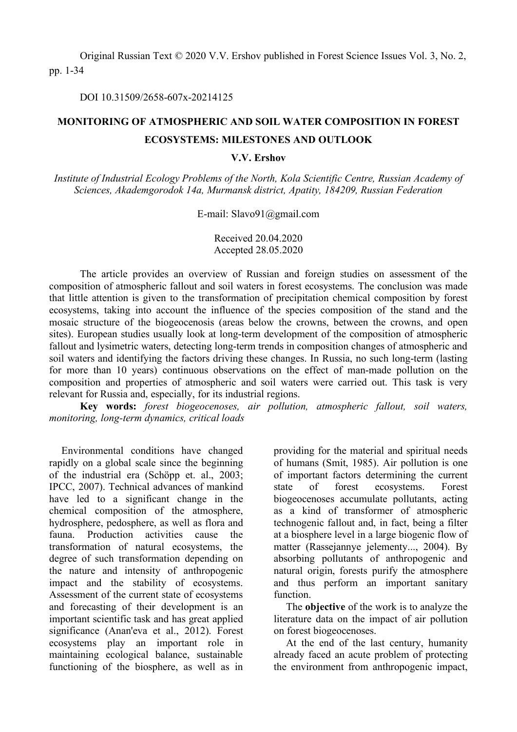Original Russian Text © 2020 V.V. Ershov published in Forest Science Issues Vol. 3, No. 2, pp. 1-34

DOI 10.31509/2658-607x-20214125

# MONITORING OF ATMOSPHERIC AND SOIL WATER COMPOSITION IN FOREST ECOSYSTEMS: MILESTONES AND OUTLOOK

**V.V. Ershov**

*Institute of Industrial Ecology Problems of the North, Kola Scientific Centre, Russian Academy of Sciences, Akademgorodok 14a, Murmansk district, Apatity, 184209, Russian Federation*

E-mail: Slavo91@gmail.com

Received 20.04.2020
Accepted 28.05.2020

The article provides an overview of Russian and foreign studies on assessment of the composition of atmospheric fallout and soil waters in forest ecosystems. The conclusion was made that little attention is given to the transformation of precipitation chemical composition by forest ecosystems, taking into account the influence of the species composition of the stand and the mosaic structure of the biogeocenosis (areas below the crowns, between the crowns, and open sites). European studies usually look at long-term development of the composition of atmospheric fallout and lysimetric waters, detecting long-term trends in composition changes of atmospheric and soil waters and identifying the factors driving these changes. In Russia, no such long-term (lasting for more than 10 years) continuous observations on the effect of man-made pollution on the composition and properties of atmospheric and soil waters were carried out. This task is very relevant for Russia and, especially, for its industrial regions.

**Key words:** *forest biogeocenoses, air pollution, atmospheric fallout, soil waters, monitoring, long-term dynamics, critical loads*

Environmental conditions have changed rapidly on a global scale since the beginning of the industrial era (Schöpp et. al., 2003; IPCC, 2007). Technical advances of mankind have led to a significant change in the chemical composition of the atmosphere, hydrosphere, pedosphere, as well as flora and fauna. Production activities cause the transformation of natural ecosystems, the degree of such transformation depending on the nature and intensity of anthropogenic impact and the stability of ecosystems. Assessment of the current state of ecosystems and forecasting of their development is an important scientific task and has great applied significance (Anan'eva et al., 2012). Forest ecosystems play an important role in maintaining ecological balance, sustainable functioning of the biosphere, as well as in providing for the material and spiritual needs of humans (Smit, 1985). Air pollution is one of important factors determining the current state of forest ecosystems. Forest biogeocenoses accumulate pollutants, acting as a kind of transformer of atmospheric technogenic fallout and, in fact, being a filter at a biosphere level in a large biogenic flow of matter (Rassejannye jelementy..., 2004). By absorbing pollutants of anthropogenic and natural origin, forests purify the atmosphere and thus perform an important sanitary function.

The **objective** of the work is to analyze the literature data on the impact of air pollution on forest biogeocenoses.

At the end of the last century, humanity already faced an acute problem of protecting the environment from anthropogenic impact,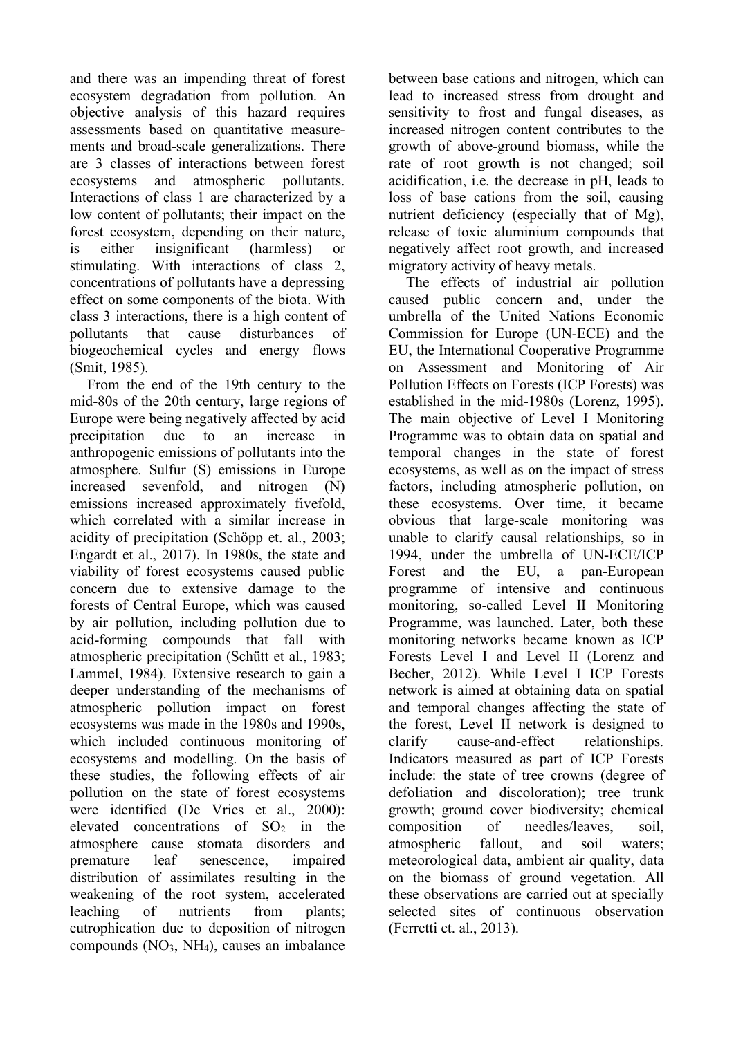and there was an impending threat of forest ecosystem degradation from pollution. An objective analysis of this hazard requires assessments based on quantitative measurements and broad-scale generalizations. There are 3 classes of interactions between forest ecosystems and atmospheric pollutants. Interactions of class 1 are characterized by a low content of pollutants; their impact on the forest ecosystem, depending on their nature, is either insignificant (harmless) or stimulating. With interactions of class 2, concentrations of pollutants have a depressing effect on some components of the biota. With class 3 interactions, there is a high content of pollutants that cause disturbances of biogeochemical cycles and energy flows (Smit, 1985).

From the end of the 19th century to the mid-80s of the 20th century, large regions of Europe were being negatively affected by acid precipitation due to an increase in anthropogenic emissions of pollutants into the atmosphere. Sulfur (S) emissions in Europe increased sevenfold, and nitrogen (N) emissions increased approximately fivefold, which correlated with a similar increase in acidity of precipitation (Schöpp et. al., 2003; Engardt et al., 2017). In 1980s, the state and viability of forest ecosystems caused public concern due to extensive damage to the forests of Central Europe, which was caused by air pollution, including pollution due to acid-forming compounds that fall with atmospheric precipitation (Schütt et al., 1983; Lammel, 1984). Extensive research to gain a deeper understanding of the mechanisms of atmospheric pollution impact on forest ecosystems was made in the 1980s and 1990s, which included continuous monitoring of ecosystems and modelling. On the basis of these studies, the following effects of air pollution on the state of forest ecosystems were identified (De Vries et al., 2000): elevated concentrations of $SO_2$ in the atmosphere cause stomata disorders and premature leaf senescence, impaired distribution of assimilates resulting in the weakening of the root system, accelerated leaching of nutrients from plants; eutrophication due to deposition of nitrogen compounds ($NO_3$, $NH_4$), causes an imbalance between base cations and nitrogen, which can lead to increased stress from drought and sensitivity to frost and fungal diseases, as increased nitrogen content contributes to the growth of above-ground biomass, while the rate of root growth is not changed; soil acidification, i.e. the decrease in pH, leads to loss of base cations from the soil, causing nutrient deficiency (especially that of Mg), release of toxic aluminium compounds that negatively affect root growth, and increased migratory activity of heavy metals.

The effects of industrial air pollution caused public concern and, under the umbrella of the United Nations Economic Commission for Europe (UN-ECE) and the EU, the International Cooperative Programme on Assessment and Monitoring of Air Pollution Effects on Forests (ICP Forests) was established in the mid-1980s (Lorenz, 1995). The main objective of Level I Monitoring Programme was to obtain data on spatial and temporal changes in the state of forest ecosystems, as well as on the impact of stress factors, including atmospheric pollution, on these ecosystems. Over time, it became obvious that large-scale monitoring was unable to clarify causal relationships, so in 1994, under the umbrella of UN-ECE/ICP Forest and the EU, a pan-European programme of intensive and continuous monitoring, so-called Level II Monitoring Programme, was launched. Later, both these monitoring networks became known as ICP Forests Level I and Level II (Lorenz and Becher, 2012). While Level I ICP Forests network is aimed at obtaining data on spatial and temporal changes affecting the state of the forest, Level II network is designed to clarify cause-and-effect relationships. Indicators measured as part of ICP Forests include: the state of tree crowns (degree of defoliation and discoloration); tree trunk growth; ground cover biodiversity; chemical composition of needles/leaves, soil, atmospheric fallout, and soil waters; meteorological data, ambient air quality, data on the biomass of ground vegetation. All these observations are carried out at specially selected sites of continuous observation (Ferretti et. al., 2013).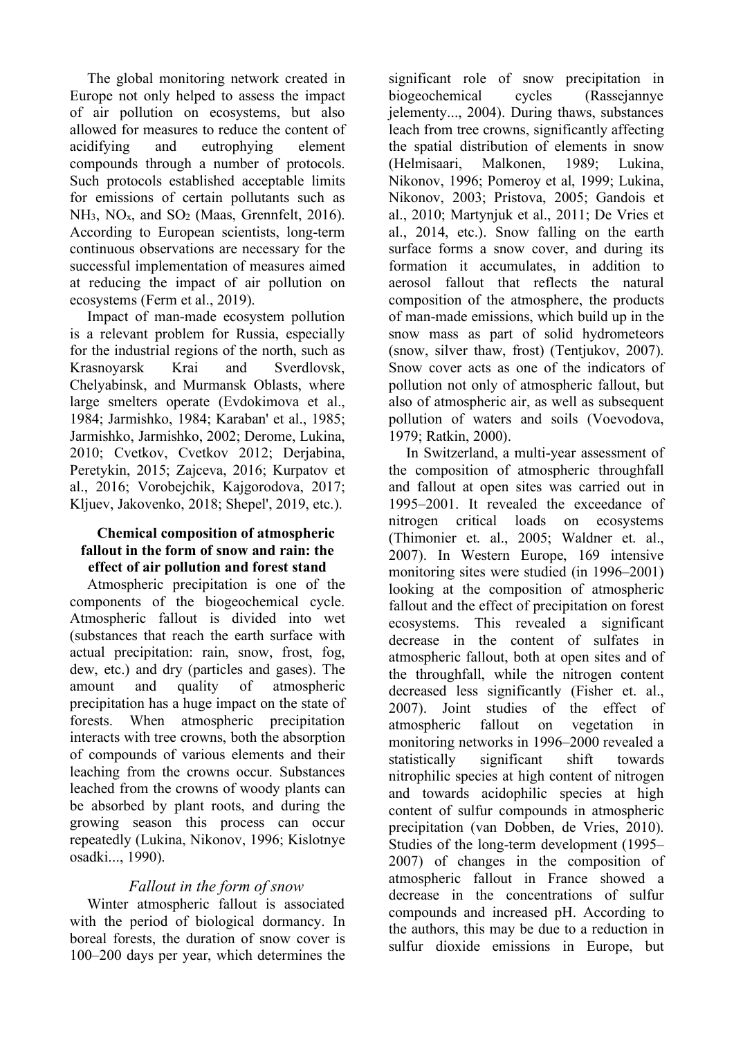The global monitoring network created in Europe not only helped to assess the impact of air pollution on ecosystems, but also allowed for measures to reduce the content of acidifying and eutrophying element compounds through a number of protocols. Such protocols established acceptable limits for emissions of certain pollutants such as $NH_3$, $NO_x$, and $SO_2$ (Maas, Grennfelt, 2016). According to European scientists, long-term continuous observations are necessary for the successful implementation of measures aimed at reducing the impact of air pollution on ecosystems (Ferm et al., 2019).

Impact of man-made ecosystem pollution is a relevant problem for Russia, especially for the industrial regions of the north, such as Krasnoyarsk Krai and Sverdlovsk, Chelyabinsk, and Murmansk Oblasts, where large smelters operate (Evdokimova et al., 1984; Jarmishko, 1984; Karaban' et al., 1985; Jarmishko, Jarmishko, 2002; Derome, Lukina, 2010; Cvetkov, Cvetkov 2012; Derjabina, Peretykin, 2015; Zajceva, 2016; Kurpatov et al., 2016; Vorobejchik, Kajgorodova, 2017; Kljuev, Jakovenko, 2018; Shepel', 2019, etc.).

## Chemical composition of atmospheric fallout in the form of snow and rain: the effect of air pollution and forest stand

Atmospheric precipitation is one of the components of the biogeochemical cycle. Atmospheric fallout is divided into wet (substances that reach the earth surface with actual precipitation: rain, snow, frost, fog, dew, etc.) and dry (particles and gases). The amount and quality of atmospheric precipitation has a huge impact on the state of forests. When atmospheric precipitation interacts with tree crowns, both the absorption of compounds of various elements and their leaching from the crowns occur. Substances leached from the crowns of woody plants can be absorbed by plant roots, and during the growing season this process can occur repeatedly (Lukina, Nikonov, 1996; Kislotnye osadki..., 1990).

### *Fallout in the form of snow*

Winter atmospheric fallout is associated with the period of biological dormancy. In boreal forests, the duration of snow cover is 100–200 days per year, which determines the significant role of snow precipitation in biogeochemical cycles (Rassejannye jelementy..., 2004). During thaws, substances leach from tree crowns, significantly affecting the spatial distribution of elements in snow (Helmisaari, Malkonen, 1989; Lukina, Nikonov, 1996; Pomeroy et al, 1999; Lukina, Nikonov, 2003; Pristova, 2005; Gandois et al., 2010; Martynjuk et al., 2011; De Vries et al., 2014, etc.). Snow falling on the earth surface forms a snow cover, and during its formation it accumulates, in addition to aerosol fallout that reflects the natural composition of the atmosphere, the products of man-made emissions, which build up in the snow mass as part of solid hydrometeors (snow, silver thaw, frost) (Tentjukov, 2007). Snow cover acts as one of the indicators of pollution not only of atmospheric fallout, but also of atmospheric air, as well as subsequent pollution of waters and soils (Voevodova, 1979; Ratkin, 2000).

In Switzerland, a multi-year assessment of the composition of atmospheric throughfall and fallout at open sites was carried out in 1995–2001. It revealed the exceedance of nitrogen critical loads on ecosystems (Thimonier et. al., 2005; Waldner et. al., 2007). In Western Europe, 169 intensive monitoring sites were studied (in 1996–2001) looking at the composition of atmospheric fallout and the effect of precipitation on forest ecosystems. This revealed a significant decrease in the content of sulfates in atmospheric fallout, both at open sites and of the throughfall, while the nitrogen content decreased less significantly (Fisher et. al., 2007). Joint studies of the effect of atmospheric fallout on vegetation in monitoring networks in 1996–2000 revealed a statistically significant shift towards nitrophilic species at high content of nitrogen and towards acidophilic species at high content of sulfur compounds in atmospheric precipitation (van Dobben, de Vries, 2010). Studies of the long-term development (1995–2007) of changes in the composition of atmospheric fallout in France showed a decrease in the concentrations of sulfur compounds and increased pH. According to the authors, this may be due to a reduction in sulfur dioxide emissions in Europe, but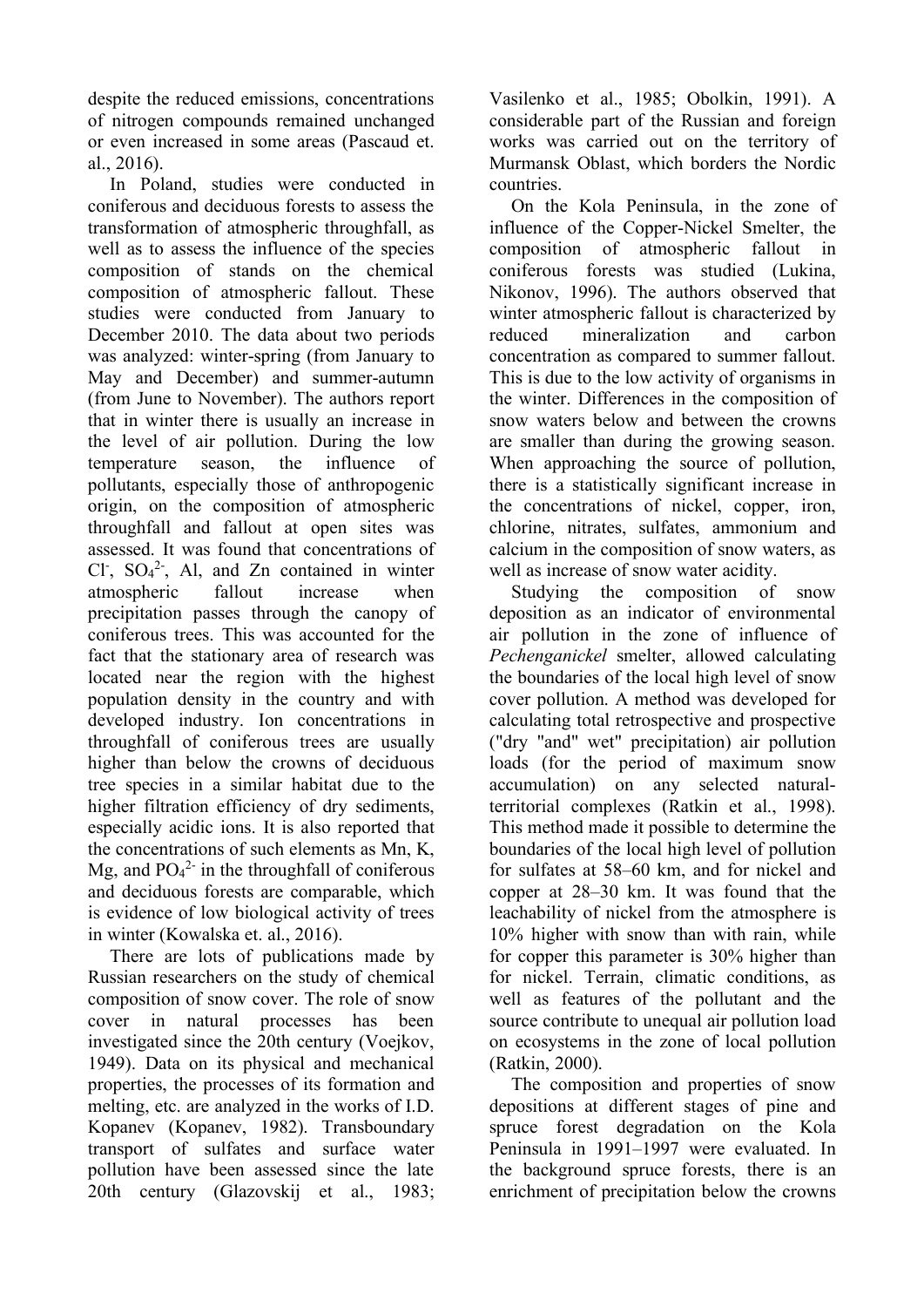despite the reduced emissions, concentrations of nitrogen compounds remained unchanged or even increased in some areas (Pascaud et. al., 2016).

In Poland, studies were conducted in coniferous and deciduous forests to assess the transformation of atmospheric throughfall, as well as to assess the influence of the species composition of stands on the chemical composition of atmospheric fallout. These studies were conducted from January to December 2010. The data about two periods was analyzed: winter-spring (from January to May and December) and summer-autumn (from June to November). The authors report that in winter there is usually an increase in the level of air pollution. During the low temperature season, the influence of pollutants, especially those of anthropogenic origin, on the composition of atmospheric throughfall and fallout at open sites was assessed. It was found that concentrations of $Cl^-$, $SO_4^{2-}$, Al, and Zn contained in winter atmospheric fallout increase when precipitation passes through the canopy of coniferous trees. This was accounted for the fact that the stationary area of research was located near the region with the highest population density in the country and with developed industry. Ion concentrations in throughfall of coniferous trees are usually higher than below the crowns of deciduous tree species in a similar habitat due to the higher filtration efficiency of dry sediments, especially acidic ions. It is also reported that the concentrations of such elements as Mn, K, Mg, and $PO_4^{2-}$ in the throughfall of coniferous and deciduous forests are comparable, which is evidence of low biological activity of trees in winter (Kowalska et. al., 2016).

There are lots of publications made by Russian researchers on the study of chemical composition of snow cover. The role of snow cover in natural processes has been investigated since the 20th century (Voejkov, 1949). Data on its physical and mechanical properties, the processes of its formation and melting, etc. are analyzed in the works of I.D. Kopanev (Kopanev, 1982). Transboundary transport of sulfates and surface water pollution have been assessed since the late 20th century (Glazovskij et al., 1983; Vasilenko et al., 1985; Obolkin, 1991). A considerable part of the Russian and foreign works was carried out on the territory of Murmansk Oblast, which borders the Nordic countries.

On the Kola Peninsula, in the zone of influence of the Copper-Nickel Smelter, the composition of atmospheric fallout in coniferous forests was studied (Lukina, Nikonov, 1996). The authors observed that winter atmospheric fallout is characterized by reduced mineralization and carbon concentration as compared to summer fallout. This is due to the low activity of organisms in the winter. Differences in the composition of snow waters below and between the crowns are smaller than during the growing season. When approaching the source of pollution, there is a statistically significant increase in the concentrations of nickel, copper, iron, chlorine, nitrates, sulfates, ammonium and calcium in the composition of snow waters, as well as increase of snow water acidity.

Studying the composition of snow deposition as an indicator of environmental air pollution in the zone of influence of *Pechenganickel* smelter, allowed calculating the boundaries of the local high level of snow cover pollution. A method was developed for calculating total retrospective and prospective ("dry "and" wet" precipitation) air pollution loads (for the period of maximum snow accumulation) on any selected natural-territorial complexes (Ratkin et al., 1998). This method made it possible to determine the boundaries of the local high level of pollution for sulfates at 58–60 km, and for nickel and copper at 28–30 km. It was found that the leachability of nickel from the atmosphere is 10% higher with snow than with rain, while for copper this parameter is 30% higher than for nickel. Terrain, climatic conditions, as well as features of the pollutant and the source contribute to unequal air pollution load on ecosystems in the zone of local pollution (Ratkin, 2000).

The composition and properties of snow depositions at different stages of pine and spruce forest degradation on the Kola Peninsula in 1991–1997 were evaluated. In the background spruce forests, there is an enrichment of precipitation below the crowns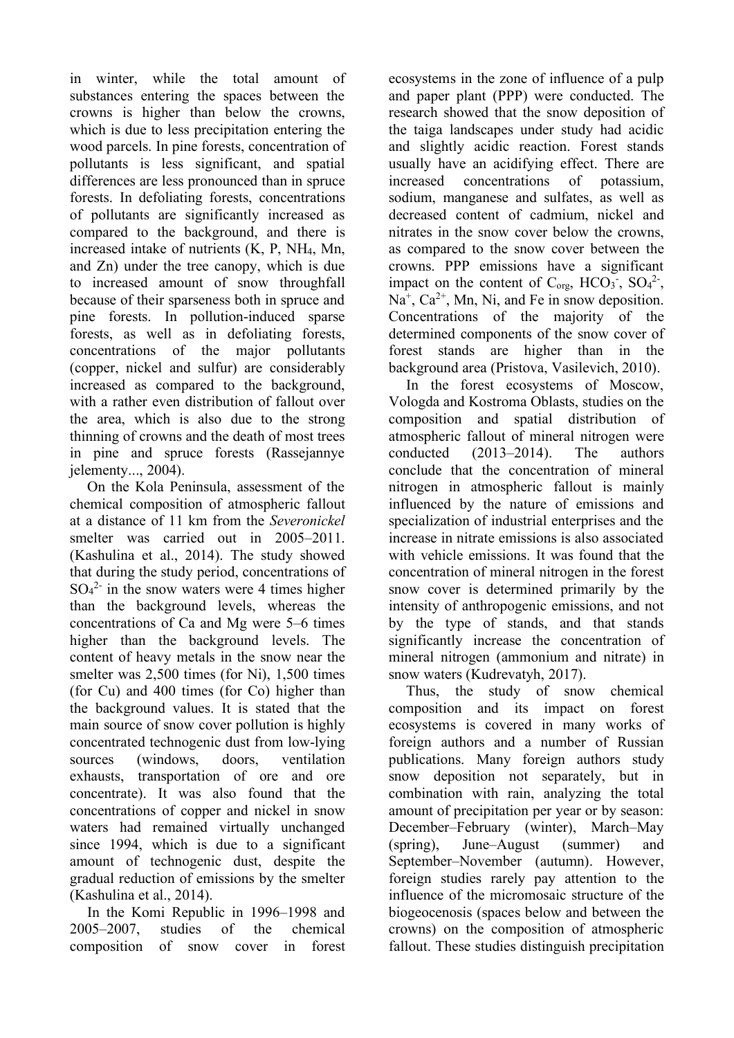in winter, while the total amount of substances entering the spaces between the crowns is higher than below the crowns, which is due to less precipitation entering the wood parcels. In pine forests, concentration of pollutants is less significant, and spatial differences are less pronounced than in spruce forests. In defoliating forests, concentrations of pollutants are significantly increased as compared to the background, and there is increased intake of nutrients (K, P, $NH_4$, Mn, and Zn) under the tree canopy, which is due to increased amount of snow throughfall because of their sparseness both in spruce and pine forests. In pollution-induced sparse forests, as well as in defoliating forests, concentrations of the major pollutants (copper, nickel and sulfur) are considerably increased as compared to the background, with a rather even distribution of fallout over the area, which is also due to the strong thinning of crowns and the death of most trees in pine and spruce forests (Rassejannye jelementy..., 2004).

On the Kola Peninsula, assessment of the chemical composition of atmospheric fallout at a distance of 11 km from the *Severonickel* smelter was carried out in 2005–2011. (Kashulina et al., 2014). The study showed that during the study period, concentrations of $SO_4^{2-}$ in the snow waters were 4 times higher than the background levels, whereas the concentrations of Ca and Mg were 5–6 times higher than the background levels. The content of heavy metals in the snow near the smelter was 2,500 times (for Ni), 1,500 times (for Cu) and 400 times (for Co) higher than the background values. It is stated that the main source of snow cover pollution is highly concentrated technogenic dust from low-lying sources (windows, doors, ventilation exhausts, transportation of ore and ore concentrate). It was also found that the concentrations of copper and nickel in snow waters had remained virtually unchanged since 1994, which is due to a significant amount of technogenic dust, despite the gradual reduction of emissions by the smelter (Kashulina et al., 2014).

In the Komi Republic in 1996–1998 and 2005–2007, studies of the chemical composition of snow cover in forest ecosystems in the zone of influence of a pulp and paper plant (PPP) were conducted. The research showed that the snow deposition of the taiga landscapes under study had acidic and slightly acidic reaction. Forest stands usually have an acidifying effect. There are increased concentrations of potassium, sodium, manganese and sulfates, as well as decreased content of cadmium, nickel and nitrates in the snow cover below the crowns, as compared to the snow cover between the crowns. PPP emissions have a significant impact on the content of $C_{org}$, $HCO_3^-$, $SO_4^{2-}$, $Na^+$, $Ca^{2+}$, Mn, Ni, and Fe in snow deposition. Concentrations of the majority of the determined components of the snow cover of forest stands are higher than in the background area (Pristova, Vasilevich, 2010).

In the forest ecosystems of Moscow, Vologda and Kostroma Oblasts, studies on the composition and spatial distribution of atmospheric fallout of mineral nitrogen were conducted (2013–2014). The authors conclude that the concentration of mineral nitrogen in atmospheric fallout is mainly influenced by the nature of emissions and specialization of industrial enterprises and the increase in nitrate emissions is also associated with vehicle emissions. It was found that the concentration of mineral nitrogen in the forest snow cover is determined primarily by the intensity of anthropogenic emissions, and not by the type of stands, and that stands significantly increase the concentration of mineral nitrogen (ammonium and nitrate) in snow waters (Kudrevatyh, 2017).

Thus, the study of snow chemical composition and its impact on forest ecosystems is covered in many works of foreign authors and a number of Russian publications. Many foreign authors study snow deposition not separately, but in combination with rain, analyzing the total amount of precipitation per year or by season: December–February (winter), March–May (spring), June–August (summer) and September–November (autumn). However, foreign studies rarely pay attention to the influence of the micromosaic structure of the biogeocenosis (spaces below and between the crowns) on the composition of atmospheric fallout. These studies distinguish precipitation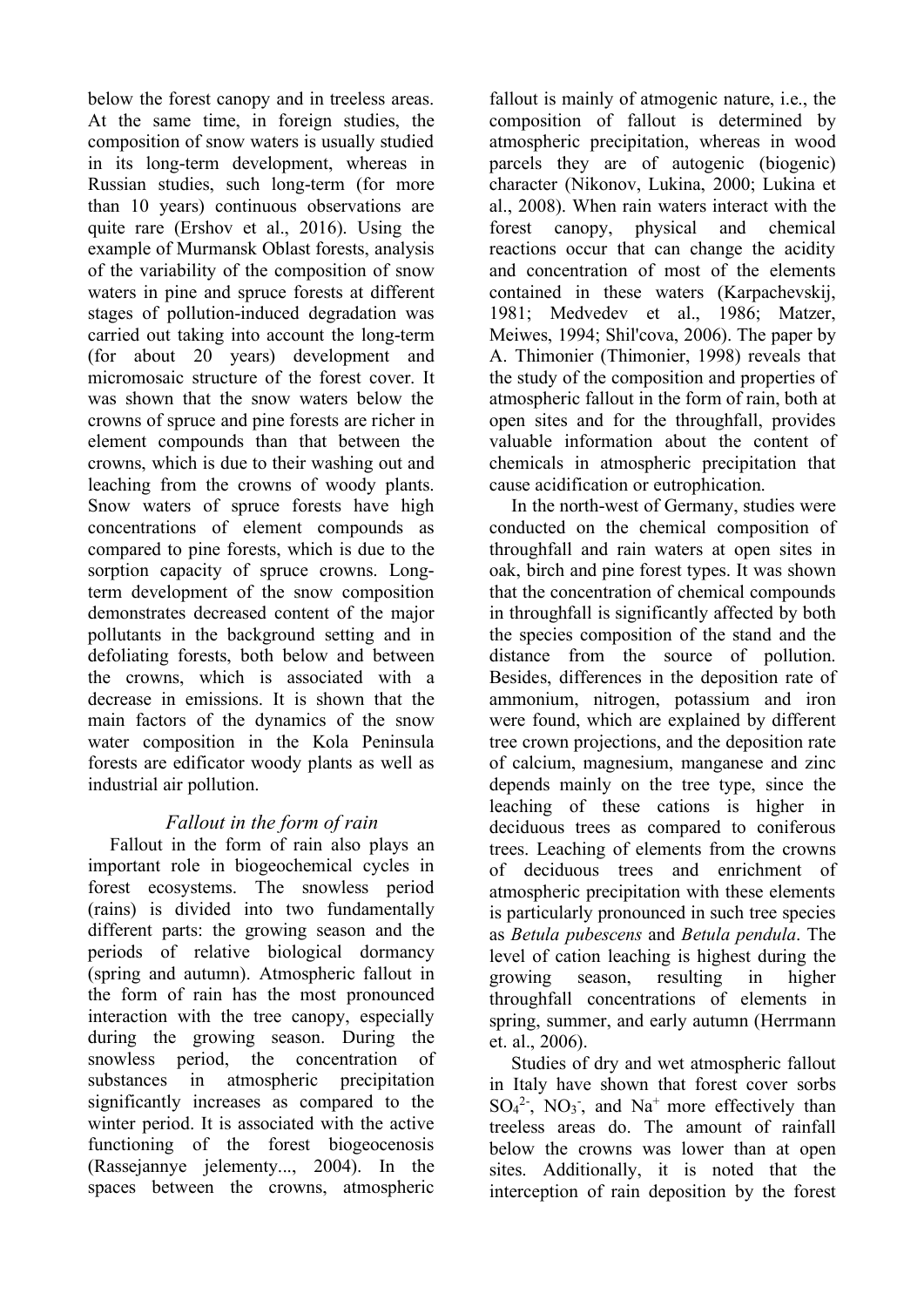below the forest canopy and in treeless areas. At the same time, in foreign studies, the composition of snow waters is usually studied in its long-term development, whereas in Russian studies, such long-term (for more than 10 years) continuous observations are quite rare (Ershov et al., 2016). Using the example of Murmansk Oblast forests, analysis of the variability of the composition of snow waters in pine and spruce forests at different stages of pollution-induced degradation was carried out taking into account the long-term (for about 20 years) development and micromosaic structure of the forest cover. It was shown that the snow waters below the crowns of spruce and pine forests are richer in element compounds than that between the crowns, which is due to their washing out and leaching from the crowns of woody plants. Snow waters of spruce forests have high concentrations of element compounds as compared to pine forests, which is due to the sorption capacity of spruce crowns. Long-term development of the snow composition demonstrates decreased content of the major pollutants in the background setting and in defoliating forests, both below and between the crowns, which is associated with a decrease in emissions. It is shown that the main factors of the dynamics of the snow water composition in the Kola Peninsula forests are edificator woody plants as well as industrial air pollution.

### *Fallout in the form of rain*

Fallout in the form of rain also plays an important role in biogeochemical cycles in forest ecosystems. The snowless period (rains) is divided into two fundamentally different parts: the growing season and the periods of relative biological dormancy (spring and autumn). Atmospheric fallout in the form of rain has the most pronounced interaction with the tree canopy, especially during the growing season. During the snowless period, the concentration of substances in atmospheric precipitation significantly increases as compared to the winter period. It is associated with the active functioning of the forest biogeocenosis (Rassejannye jelementy..., 2004). In the spaces between the crowns, atmospheric fallout is mainly of atmogenic nature, i.e., the composition of fallout is determined by atmospheric precipitation, whereas in wood parcels they are of autogenic (biogenic) character (Nikonov, Lukina, 2000; Lukina et al., 2008). When rain waters interact with the forest canopy, physical and chemical reactions occur that can change the acidity and concentration of most of the elements contained in these waters (Karpachevskij, 1981; Medvedev et al., 1986; Matzer, Meiwes, 1994; Shil'cova, 2006). The paper by A. Thimonier (Thimonier, 1998) reveals that the study of the composition and properties of atmospheric fallout in the form of rain, both at open sites and for the throughfall, provides valuable information about the content of chemicals in atmospheric precipitation that cause acidification or eutrophication.

In the north-west of Germany, studies were conducted on the chemical composition of throughfall and rain waters at open sites in oak, birch and pine forest types. It was shown that the concentration of chemical compounds in throughfall is significantly affected by both the species composition of the stand and the distance from the source of pollution. Besides, differences in the deposition rate of ammonium, nitrogen, potassium and iron were found, which are explained by different tree crown projections, and the deposition rate of calcium, magnesium, manganese and zinc depends mainly on the tree type, since the leaching of these cations is higher in deciduous trees as compared to coniferous trees. Leaching of elements from the crowns of deciduous trees and enrichment of atmospheric precipitation with these elements is particularly pronounced in such tree species as *Betula pubescens* and *Betula pendula*. The level of cation leaching is highest during the growing season, resulting in higher throughfall concentrations of elements in spring, summer, and early autumn (Herrmann et. al., 2006).

Studies of dry and wet atmospheric fallout in Italy have shown that forest cover sorbs $SO_4^{2-}$, $NO_3^-$, and $Na^+$ more effectively than treeless areas do. The amount of rainfall below the crowns was lower than at open sites. Additionally, it is noted that the interception of rain deposition by the forest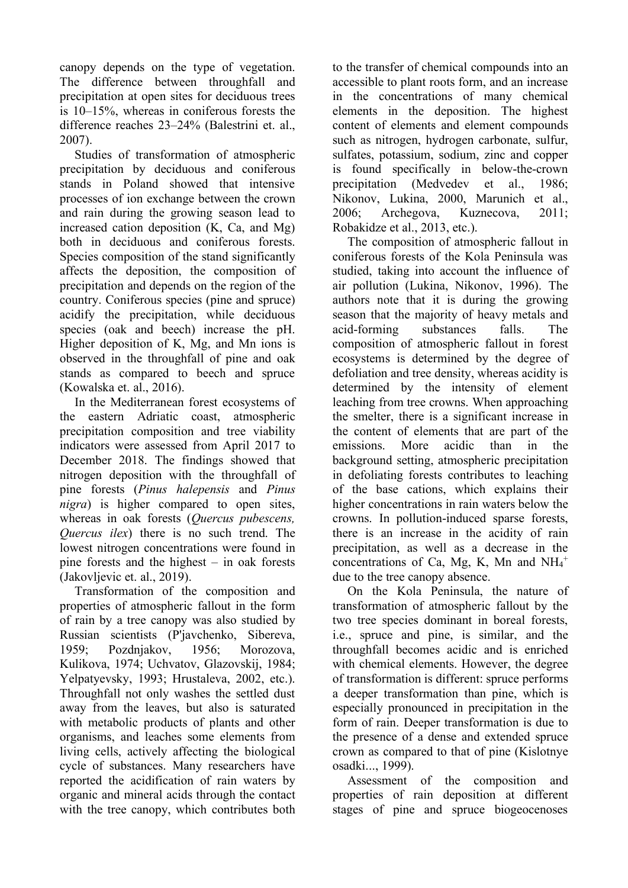canopy depends on the type of vegetation. The difference between throughfall and precipitation at open sites for deciduous trees is 10–15%, whereas in coniferous forests the difference reaches 23–24% (Balestrini et. al., 2007).

Studies of transformation of atmospheric precipitation by deciduous and coniferous stands in Poland showed that intensive processes of ion exchange between the crown and rain during the growing season lead to increased cation deposition (K, Ca, and Mg) both in deciduous and coniferous forests. Species composition of the stand significantly affects the deposition, the composition of precipitation and depends on the region of the country. Coniferous species (pine and spruce) acidify the precipitation, while deciduous species (oak and beech) increase the pH. Higher deposition of K, Mg, and Mn ions is observed in the throughfall of pine and oak stands as compared to beech and spruce (Kowalska et. al., 2016).

In the Mediterranean forest ecosystems of the eastern Adriatic coast, atmospheric precipitation composition and tree viability indicators were assessed from April 2017 to December 2018. The findings showed that nitrogen deposition with the throughfall of pine forests (*Pinus halepensis* and *Pinus nigra*) is higher compared to open sites, whereas in oak forests (*Quercus pubescens, Quercus ilex*) there is no such trend. The lowest nitrogen concentrations were found in pine forests and the highest – in oak forests (Jakovljevic et. al., 2019).

Transformation of the composition and properties of atmospheric fallout in the form of rain by a tree canopy was also studied by Russian scientists (P'javchenko, Sibereva, 1959; Pozdnjakov, 1956; Morozova, Kulikova, 1974; Uchvatov, Glazovskij, 1984; Yelpatyevsky, 1993; Hrustaleva, 2002, etc.). Throughfall not only washes the settled dust away from the leaves, but also is saturated with metabolic products of plants and other organisms, and leaches some elements from living cells, actively affecting the biological cycle of substances. Many researchers have reported the acidification of rain waters by organic and mineral acids through the contact with the tree canopy, which contributes both to the transfer of chemical compounds into an accessible to plant roots form, and an increase in the concentrations of many chemical elements in the deposition. The highest content of elements and element compounds such as nitrogen, hydrogen carbonate, sulfur, sulfates, potassium, sodium, zinc and copper is found specifically in below-the-crown precipitation (Medvedev et al., 1986; Nikonov, Lukina, 2000, Marunich et al., 2006; Archegova, Kuznecova, 2011; Robakidze et al., 2013, etc.).

The composition of atmospheric fallout in coniferous forests of the Kola Peninsula was studied, taking into account the influence of air pollution (Lukina, Nikonov, 1996). The authors note that it is during the growing season that the majority of heavy metals and acid-forming substances falls. The composition of atmospheric fallout in forest ecosystems is determined by the degree of defoliation and tree density, whereas acidity is determined by the intensity of element leaching from tree crowns. When approaching the smelter, there is a significant increase in the content of elements that are part of the emissions. More acidic than in the background setting, atmospheric precipitation in defoliating forests contributes to leaching of the base cations, which explains their higher concentrations in rain waters below the crowns. In pollution-induced sparse forests, there is an increase in the acidity of rain precipitation, as well as a decrease in the concentrations of Ca, Mg, K, Mn and $NH_4^+$ due to the tree canopy absence.

On the Kola Peninsula, the nature of transformation of atmospheric fallout by the two tree species dominant in boreal forests, i.e., spruce and pine, is similar, and the throughfall becomes acidic and is enriched with chemical elements. However, the degree of transformation is different: spruce performs a deeper transformation than pine, which is especially pronounced in precipitation in the form of rain. Deeper transformation is due to the presence of a dense and extended spruce crown as compared to that of pine (Kislotnye osadki..., 1999).

Assessment of the composition and properties of rain deposition at different stages of pine and spruce biogeocenoses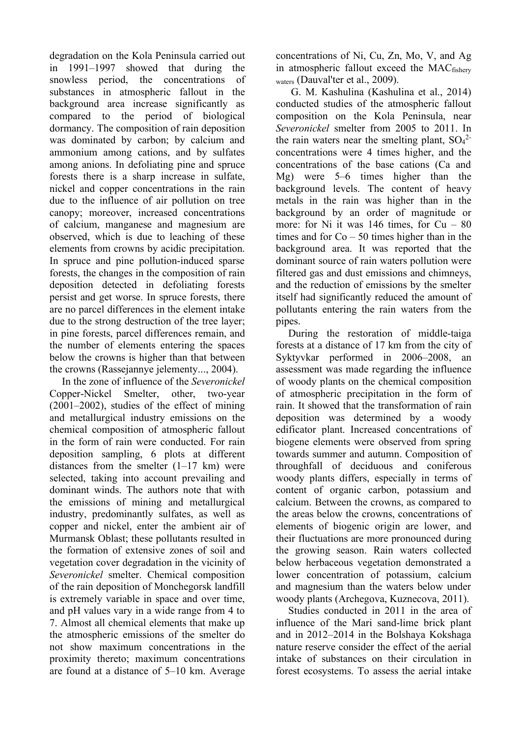degradation on the Kola Peninsula carried out in 1991–1997 showed that during the snowless period, the concentrations of substances in atmospheric fallout in the background area increase significantly as compared to the period of biological dormancy. The composition of rain deposition was dominated by carbon; by calcium and ammonium among cations, and by sulfates among anions. In defoliating pine and spruce forests there is a sharp increase in sulfate, nickel and copper concentrations in the rain due to the influence of air pollution on tree canopy; moreover, increased concentrations of calcium, manganese and magnesium are observed, which is due to leaching of these elements from crowns by acidic precipitation. In spruce and pine pollution-induced sparse forests, the changes in the composition of rain deposition detected in defoliating forests persist and get worse. In spruce forests, there are no parcel differences in the element intake due to the strong destruction of the tree layer; in pine forests, parcel differences remain, and the number of elements entering the spaces below the crowns is higher than that between the crowns (Rassejannye jelementy..., 2004).

In the zone of influence of the *Severonickel* Copper-Nickel Smelter, other, two-year (2001–2002), studies of the effect of mining and metallurgical industry emissions on the chemical composition of atmospheric fallout in the form of rain were conducted. For rain deposition sampling, 6 plots at different distances from the smelter (1–17 km) were selected, taking into account prevailing and dominant winds. The authors note that with the emissions of mining and metallurgical industry, predominantly sulfates, as well as copper and nickel, enter the ambient air of Murmansk Oblast; these pollutants resulted in the formation of extensive zones of soil and vegetation cover degradation in the vicinity of *Severonickel* smelter. Chemical composition of the rain deposition of Monchegorsk landfill is extremely variable in space and over time, and pH values vary in a wide range from 4 to 7. Almost all chemical elements that make up the atmospheric emissions of the smelter do not show maximum concentrations in the proximity thereto; maximum concentrations are found at a distance of 5–10 km. Average concentrations of Ni, Cu, Zn, Mo, V, and Ag in atmospheric fallout exceed the $MAC_{fishery\ waters}$ (Dauval'ter et al., 2009).

G. M. Kashulina (Kashulina et al., 2014) conducted studies of the atmospheric fallout composition on the Kola Peninsula, near *Severonickel* smelter from 2005 to 2011. In the rain waters near the smelting plant, $SO_4^{2-}$ concentrations were 4 times higher, and the concentrations of the base cations (Ca and Mg) were 5–6 times higher than the background levels. The content of heavy metals in the rain was higher than in the background by an order of magnitude or more: for Ni it was 146 times, for Cu – 80 times and for Co – 50 times higher than in the background area. It was reported that the dominant source of rain waters pollution were filtered gas and dust emissions and chimneys, and the reduction of emissions by the smelter itself had significantly reduced the amount of pollutants entering the rain waters from the pipes.

During the restoration of middle-taiga forests at a distance of 17 km from the city of Syktyvkar performed in 2006–2008, an assessment was made regarding the influence of woody plants on the chemical composition of atmospheric precipitation in the form of rain. It showed that the transformation of rain deposition was determined by a woody edificator plant. Increased concentrations of biogene elements were observed from spring towards summer and autumn. Composition of throughfall of deciduous and coniferous woody plants differs, especially in terms of content of organic carbon, potassium and calcium. Between the crowns, as compared to the areas below the crowns, concentrations of elements of biogenic origin are lower, and their fluctuations are more pronounced during the growing season. Rain waters collected below herbaceous vegetation demonstrated a lower concentration of potassium, calcium and magnesium than the waters below under woody plants (Archegova, Kuznecova, 2011).

Studies conducted in 2011 in the area of influence of the Mari sand-lime brick plant and in 2012–2014 in the Bolshaya Kokshaga nature reserve consider the effect of the aerial intake of substances on their circulation in forest ecosystems. To assess the aerial intake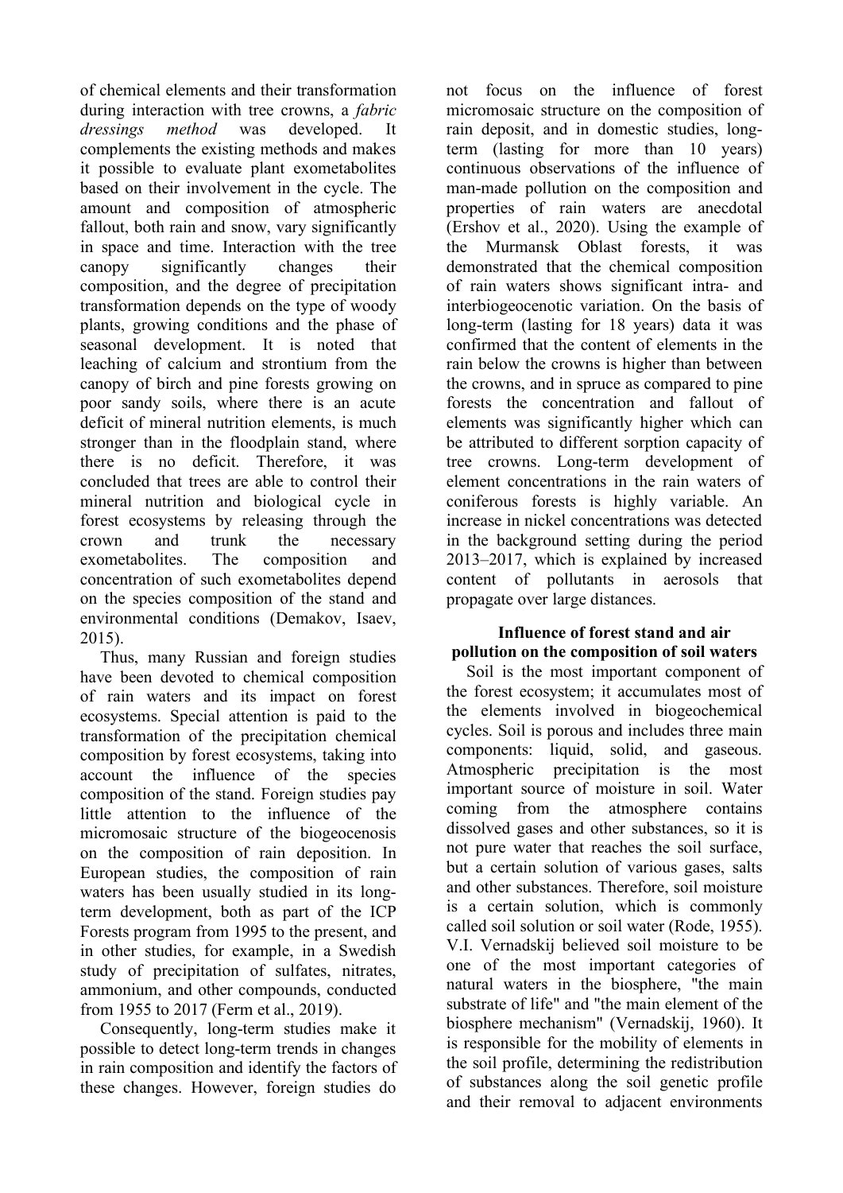of chemical elements and their transformation during interaction with tree crowns, a *fabric dressings method* was developed. It complements the existing methods and makes it possible to evaluate plant exometabolites based on their involvement in the cycle. The amount and composition of atmospheric fallout, both rain and snow, vary significantly in space and time. Interaction with the tree canopy significantly changes their composition, and the degree of precipitation transformation depends on the type of woody plants, growing conditions and the phase of seasonal development. It is noted that leaching of calcium and strontium from the canopy of birch and pine forests growing on poor sandy soils, where there is an acute deficit of mineral nutrition elements, is much stronger than in the floodplain stand, where there is no deficit. Therefore, it was concluded that trees are able to control their mineral nutrition and biological cycle in forest ecosystems by releasing through the crown and trunk the necessary exometabolites. The composition and concentration of such exometabolites depend on the species composition of the stand and environmental conditions (Demakov, Isaev, 2015).

Thus, many Russian and foreign studies have been devoted to chemical composition of rain waters and its impact on forest ecosystems. Special attention is paid to the transformation of the precipitation chemical composition by forest ecosystems, taking into account the influence of the species composition of the stand. Foreign studies pay little attention to the influence of the micromosaic structure of the biogeocenosis on the composition of rain deposition. In European studies, the composition of rain waters has been usually studied in its long-term development, both as part of the ICP Forests program from 1995 to the present, and in other studies, for example, in a Swedish study of precipitation of sulfates, nitrates, ammonium, and other compounds, conducted from 1955 to 2017 (Ferm et al., 2019).

Consequently, long-term studies make it possible to detect long-term trends in changes in rain composition and identify the factors of these changes. However, foreign studies do not focus on the influence of forest micromosaic structure on the composition of rain deposit, and in domestic studies, long-term (lasting for more than 10 years) continuous observations of the influence of man-made pollution on the composition and properties of rain waters are anecdotal (Ershov et al., 2020). Using the example of the Murmansk Oblast forests, it was demonstrated that the chemical composition of rain waters shows significant intra- and interbiogeocenotic variation. On the basis of long-term (lasting for 18 years) data it was confirmed that the content of elements in the rain below the crowns is higher than between the crowns, and in spruce as compared to pine forests the concentration and fallout of elements was significantly higher which can be attributed to different sorption capacity of tree crowns. Long-term development of element concentrations in the rain waters of coniferous forests is highly variable. An increase in nickel concentrations was detected in the background setting during the period 2013–2017, which is explained by increased content of pollutants in aerosols that propagate over large distances.

## Influence of forest stand and air pollution on the composition of soil waters

Soil is the most important component of the forest ecosystem; it accumulates most of the elements involved in biogeochemical cycles. Soil is porous and includes three main components: liquid, solid, and gaseous. Atmospheric precipitation is the most important source of moisture in soil. Water coming from the atmosphere contains dissolved gases and other substances, so it is not pure water that reaches the soil surface, but a certain solution of various gases, salts and other substances. Therefore, soil moisture is a certain solution, which is commonly called soil solution or soil water (Rode, 1955). V.I. Vernadskij believed soil moisture to be one of the most important categories of natural waters in the biosphere, "the main substrate of life" and "the main element of the biosphere mechanism" (Vernadskij, 1960). It is responsible for the mobility of elements in the soil profile, determining the redistribution of substances along the soil genetic profile and their removal to adjacent environments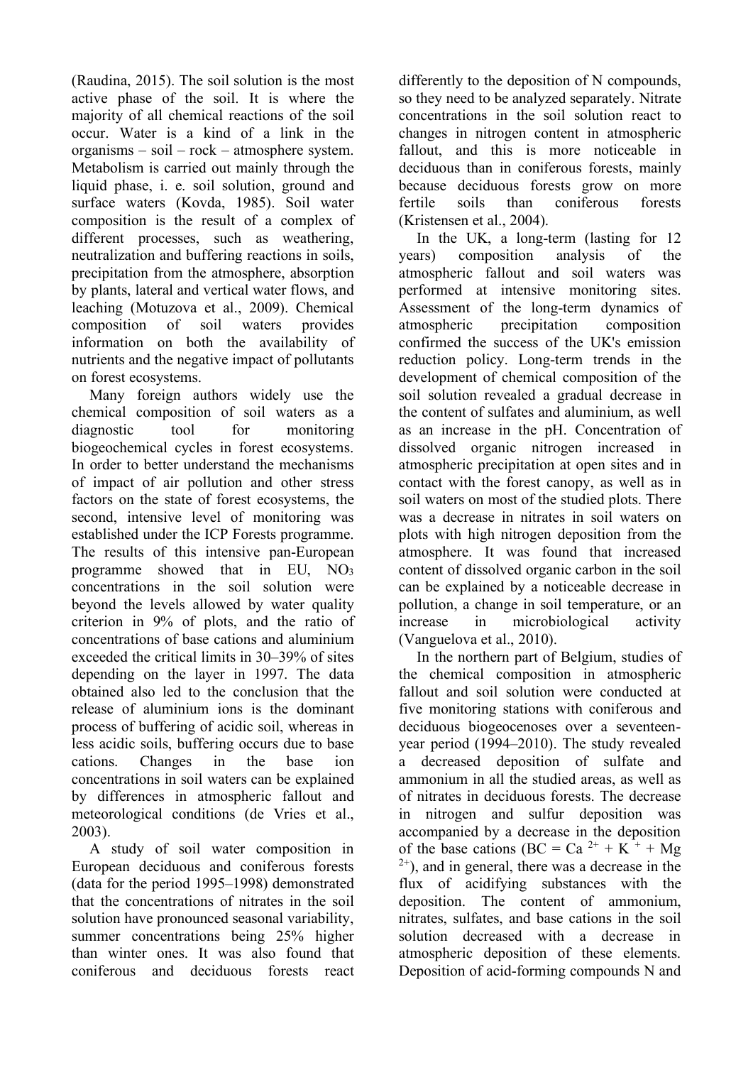(Raudina, 2015). The soil solution is the most active phase of the soil. It is where the majority of all chemical reactions of the soil occur. Water is a kind of a link in the organisms – soil – rock – atmosphere system. Metabolism is carried out mainly through the liquid phase, i. e. soil solution, ground and surface waters (Kovda, 1985). Soil water composition is the result of a complex of different processes, such as weathering, neutralization and buffering reactions in soils, precipitation from the atmosphere, absorption by plants, lateral and vertical water flows, and leaching (Motuzova et al., 2009). Chemical composition of soil waters provides information on both the availability of nutrients and the negative impact of pollutants on forest ecosystems.

Many foreign authors widely use the chemical composition of soil waters as a diagnostic tool for monitoring biogeochemical cycles in forest ecosystems. In order to better understand the mechanisms of impact of air pollution and other stress factors on the state of forest ecosystems, the second, intensive level of monitoring was established under the ICP Forests programme. The results of this intensive pan-European programme showed that in EU, $NO_3$ concentrations in the soil solution were beyond the levels allowed by water quality criterion in 9% of plots, and the ratio of concentrations of base cations and aluminium exceeded the critical limits in 30–39% of sites depending on the layer in 1997. The data obtained also led to the conclusion that the release of aluminium ions is the dominant process of buffering of acidic soil, whereas in less acidic soils, buffering occurs due to base cations. Changes in the base ion concentrations in soil waters can be explained by differences in atmospheric fallout and meteorological conditions (de Vries et al., 2003).

A study of soil water composition in European deciduous and coniferous forests (data for the period 1995–1998) demonstrated that the concentrations of nitrates in the soil solution have pronounced seasonal variability, summer concentrations being 25% higher than winter ones. It was also found that coniferous and deciduous forests react differently to the deposition of N compounds, so they need to be analyzed separately. Nitrate concentrations in the soil solution react to changes in nitrogen content in atmospheric fallout, and this is more noticeable in deciduous than in coniferous forests, mainly because deciduous forests grow on more fertile soils than coniferous forests (Kristensen et al., 2004).

In the UK, a long-term (lasting for 12 years) composition analysis of the atmospheric fallout and soil waters was performed at intensive monitoring sites. Assessment of the long-term dynamics of atmospheric precipitation composition confirmed the success of the UK's emission reduction policy. Long-term trends in the development of chemical composition of the soil solution revealed a gradual decrease in the content of sulfates and aluminium, as well as an increase in the pH. Concentration of dissolved organic nitrogen increased in atmospheric precipitation at open sites and in contact with the forest canopy, as well as in soil waters on most of the studied plots. There was a decrease in nitrates in soil waters on plots with high nitrogen deposition from the atmosphere. It was found that increased content of dissolved organic carbon in the soil can be explained by a noticeable decrease in pollution, a change in soil temperature, or an increase in microbiological activity (Vanguelova et al., 2010).

In the northern part of Belgium, studies of the chemical composition in atmospheric fallout and soil solution were conducted at five monitoring stations with coniferous and deciduous biogeocenoses over a seventeen-year period (1994–2010). The study revealed a decreased deposition of sulfate and ammonium in all the studied areas, as well as of nitrates in deciduous forests. The decrease in nitrogen and sulfur deposition was accompanied by a decrease in the deposition of the base cations ($BC = Ca^{2+} + K^{+} + Mg^{2+}$), and in general, there was a decrease in the flux of acidifying substances with the deposition. The content of ammonium, nitrates, sulfates, and base cations in the soil solution decreased with a decrease in atmospheric deposition of these elements. Deposition of acid-forming compounds N and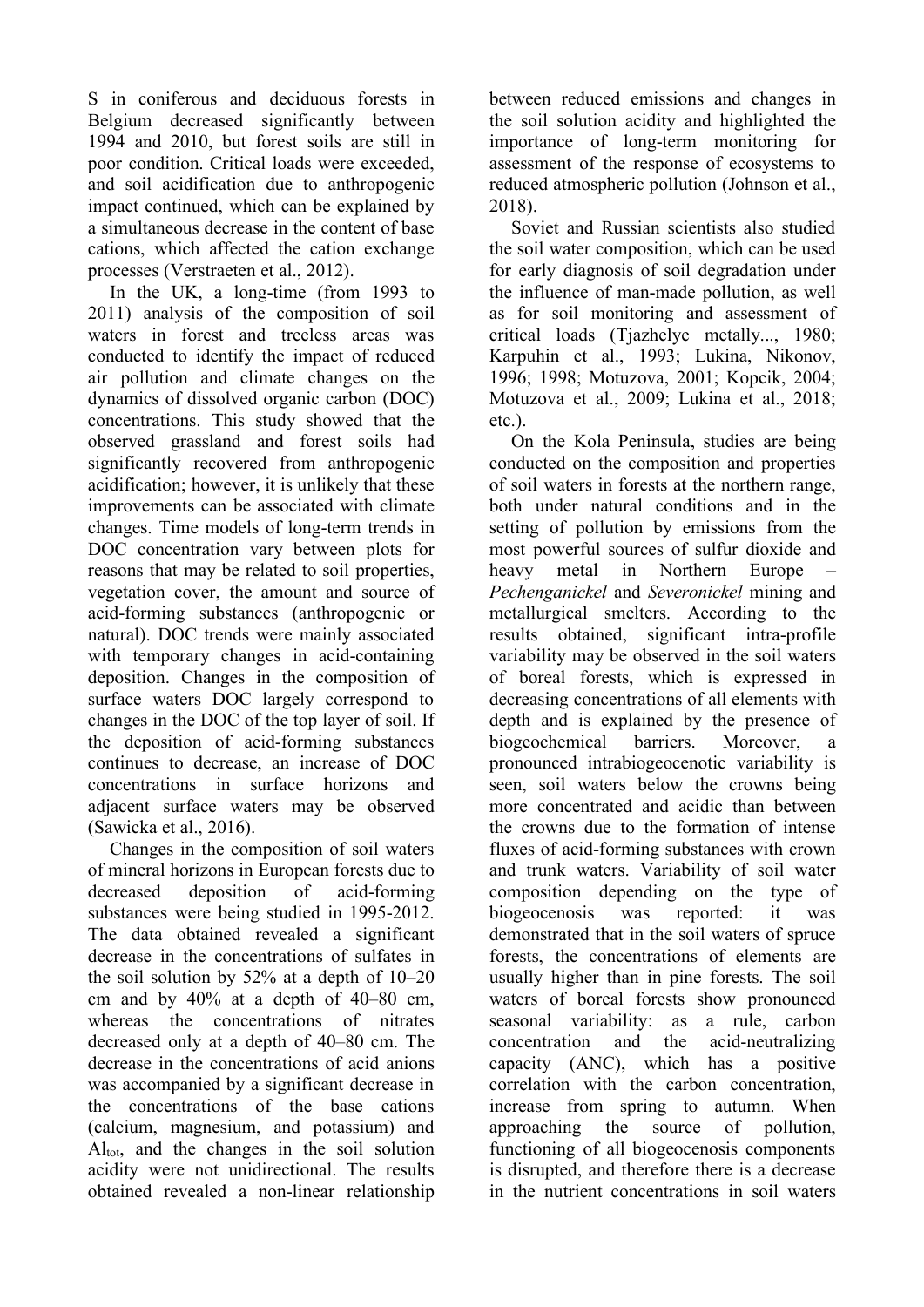S in coniferous and deciduous forests in Belgium decreased significantly between 1994 and 2010, but forest soils are still in poor condition. Critical loads were exceeded, and soil acidification due to anthropogenic impact continued, which can be explained by a simultaneous decrease in the content of base cations, which affected the cation exchange processes (Verstraeten et al., 2012).

In the UK, a long-time (from 1993 to 2011) analysis of the composition of soil waters in forest and treeless areas was conducted to identify the impact of reduced air pollution and climate changes on the dynamics of dissolved organic carbon (DOC) concentrations. This study showed that the observed grassland and forest soils had significantly recovered from anthropogenic acidification; however, it is unlikely that these improvements can be associated with climate changes. Time models of long-term trends in DOC concentration vary between plots for reasons that may be related to soil properties, vegetation cover, the amount and source of acid-forming substances (anthropogenic or natural). DOC trends were mainly associated with temporary changes in acid-containing deposition. Changes in the composition of surface waters DOC largely correspond to changes in the DOC of the top layer of soil. If the deposition of acid-forming substances continues to decrease, an increase of DOC concentrations in surface horizons and adjacent surface waters may be observed (Sawicka et al., 2016).

Changes in the composition of soil waters of mineral horizons in European forests due to decreased deposition of acid-forming substances were being studied in 1995-2012. The data obtained revealed a significant decrease in the concentrations of sulfates in the soil solution by 52% at a depth of 10–20 cm and by 40% at a depth of 40–80 cm, whereas the concentrations of nitrates decreased only at a depth of 40–80 cm. The decrease in the concentrations of acid anions was accompanied by a significant decrease in the concentrations of the base cations (calcium, magnesium, and potassium) and $Al_{tot}$, and the changes in the soil solution acidity were not unidirectional. The results obtained revealed a non-linear relationship between reduced emissions and changes in the soil solution acidity and highlighted the importance of long-term monitoring for assessment of the response of ecosystems to reduced atmospheric pollution (Johnson et al., 2018).

Soviet and Russian scientists also studied the soil water composition, which can be used for early diagnosis of soil degradation under the influence of man-made pollution, as well as for soil monitoring and assessment of critical loads (Tjazhelye metally..., 1980; Karpuhin et al., 1993; Lukina, Nikonov, 1996; 1998; Motuzova, 2001; Kopcik, 2004; Motuzova et al., 2009; Lukina et al., 2018; etc.).

On the Kola Peninsula, studies are being conducted on the composition and properties of soil waters in forests at the northern range, both under natural conditions and in the setting of pollution by emissions from the most powerful sources of sulfur dioxide and heavy metal in Northern Europe – *Pechenganickel* and *Severonickel* mining and metallurgical smelters. According to the results obtained, significant intra-profile variability may be observed in the soil waters of boreal forests, which is expressed in decreasing concentrations of all elements with depth and is explained by the presence of biogeochemical barriers. Moreover, a pronounced intrabiogeocenotic variability is seen, soil waters below the crowns being more concentrated and acidic than between the crowns due to the formation of intense fluxes of acid-forming substances with crown and trunk waters. Variability of soil water composition depending on the type of biogeocenosis was reported: it was demonstrated that in the soil waters of spruce forests, the concentrations of elements are usually higher than in pine forests. The soil waters of boreal forests show pronounced seasonal variability: as a rule, carbon concentration and the acid-neutralizing capacity (ANC), which has a positive correlation with the carbon concentration, increase from spring to autumn. When approaching the source of pollution, functioning of all biogeocenosis components is disrupted, and therefore there is a decrease in the nutrient concentrations in soil waters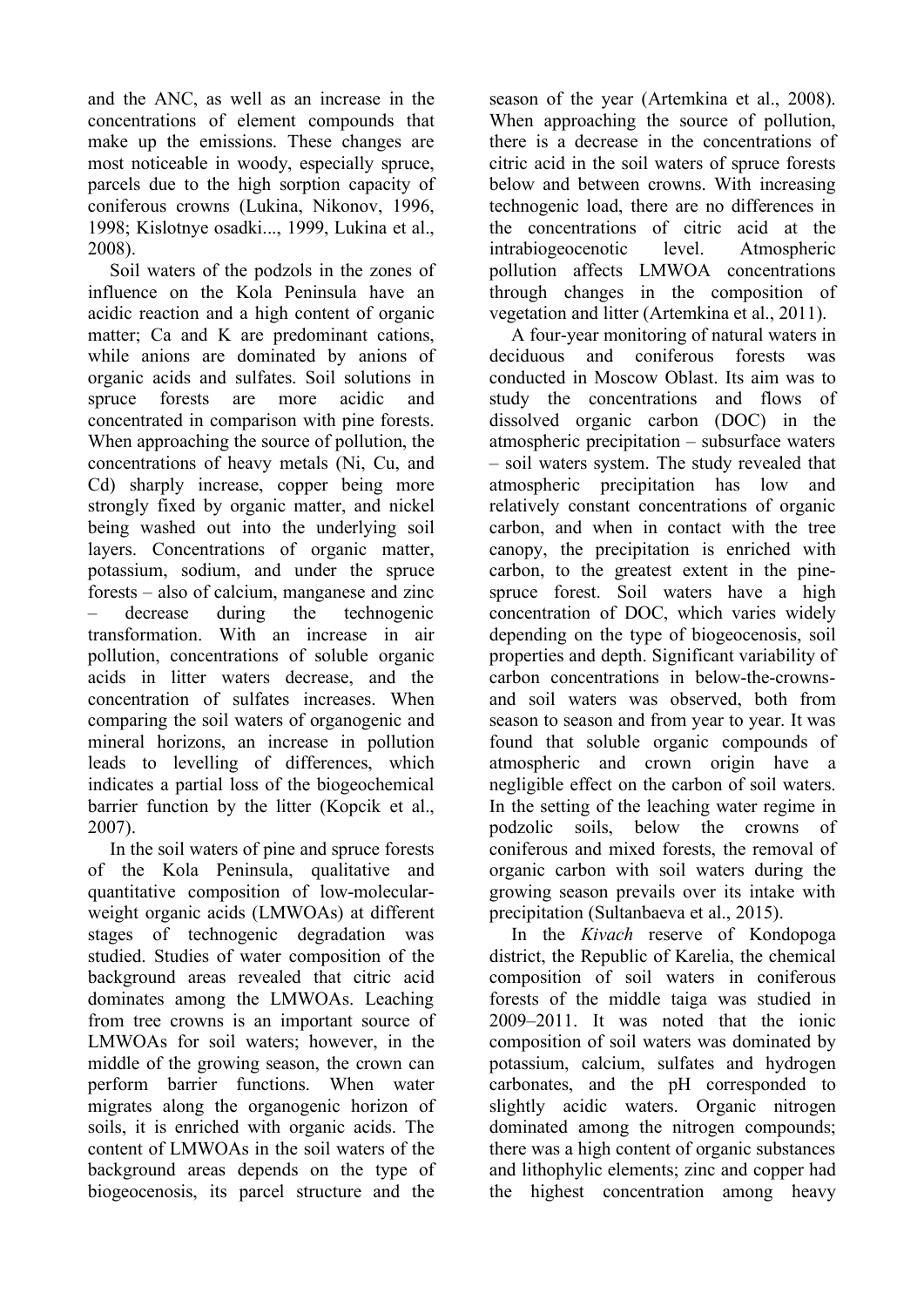and the ANC, as well as an increase in the concentrations of element compounds that make up the emissions. These changes are most noticeable in woody, especially spruce, parcels due to the high sorption capacity of coniferous crowns (Lukina, Nikonov, 1996, 1998; Kislotnye osadki..., 1999, Lukina et al., 2008).

Soil waters of the podzols in the zones of influence on the Kola Peninsula have an acidic reaction and a high content of organic matter; Ca and K are predominant cations, while anions are dominated by anions of organic acids and sulfates. Soil solutions in spruce forests are more acidic and concentrated in comparison with pine forests. When approaching the source of pollution, the concentrations of heavy metals (Ni, Cu, and Cd) sharply increase, copper being more strongly fixed by organic matter, and nickel being washed out into the underlying soil layers. Concentrations of organic matter, potassium, sodium, and under the spruce forests – also of calcium, manganese and zinc – decrease during the technogenic transformation. With an increase in air pollution, concentrations of soluble organic acids in litter waters decrease, and the concentration of sulfates increases. When comparing the soil waters of organogenic and mineral horizons, an increase in pollution leads to levelling of differences, which indicates a partial loss of the biogeochemical barrier function by the litter (Kopcik et al., 2007).

In the soil waters of pine and spruce forests of the Kola Peninsula, qualitative and quantitative composition of low-molecular-weight organic acids (LMWOAs) at different stages of technogenic degradation was studied. Studies of water composition of the background areas revealed that citric acid dominates among the LMWOAs. Leaching from tree crowns is an important source of LMWOAs for soil waters; however, in the middle of the growing season, the crown can perform barrier functions. When water migrates along the organogenic horizon of soils, it is enriched with organic acids. The content of LMWOAs in the soil waters of the background areas depends on the type of biogeocenosis, its parcel structure and the season of the year (Artemkina et al., 2008). When approaching the source of pollution, there is a decrease in the concentrations of citric acid in the soil waters of spruce forests below and between crowns. With increasing technogenic load, there are no differences in the concentrations of citric acid at the intrabiogeocenotic level. Atmospheric pollution affects LMWOA concentrations through changes in the composition of vegetation and litter (Artemkina et al., 2011).

A four-year monitoring of natural waters in deciduous and coniferous forests was conducted in Moscow Oblast. Its aim was to study the concentrations and flows of dissolved organic carbon (DOC) in the atmospheric precipitation – subsurface waters – soil waters system. The study revealed that atmospheric precipitation has low and relatively constant concentrations of organic carbon, and when in contact with the tree canopy, the precipitation is enriched with carbon, to the greatest extent in the pine-spruce forest. Soil waters have a high concentration of DOC, which varies widely depending on the type of biogeocenosis, soil properties and depth. Significant variability of carbon concentrations in below-the-crowns- and soil waters was observed, both from season to season and from year to year. It was found that soluble organic compounds of atmospheric and crown origin have a negligible effect on the carbon of soil waters. In the setting of the leaching water regime in podzolic soils, below the crowns of coniferous and mixed forests, the removal of organic carbon with soil waters during the growing season prevails over its intake with precipitation (Sultanbaeva et al., 2015).

In the *Kivach* reserve of Kondopoga district, the Republic of Karelia, the chemical composition of soil waters in coniferous forests of the middle taiga was studied in 2009–2011. It was noted that the ionic composition of soil waters was dominated by potassium, calcium, sulfates and hydrogen carbonates, and the pH corresponded to slightly acidic waters. Organic nitrogen dominated among the nitrogen compounds; there was a high content of organic substances and lithophylic elements; zinc and copper had the highest concentration among heavy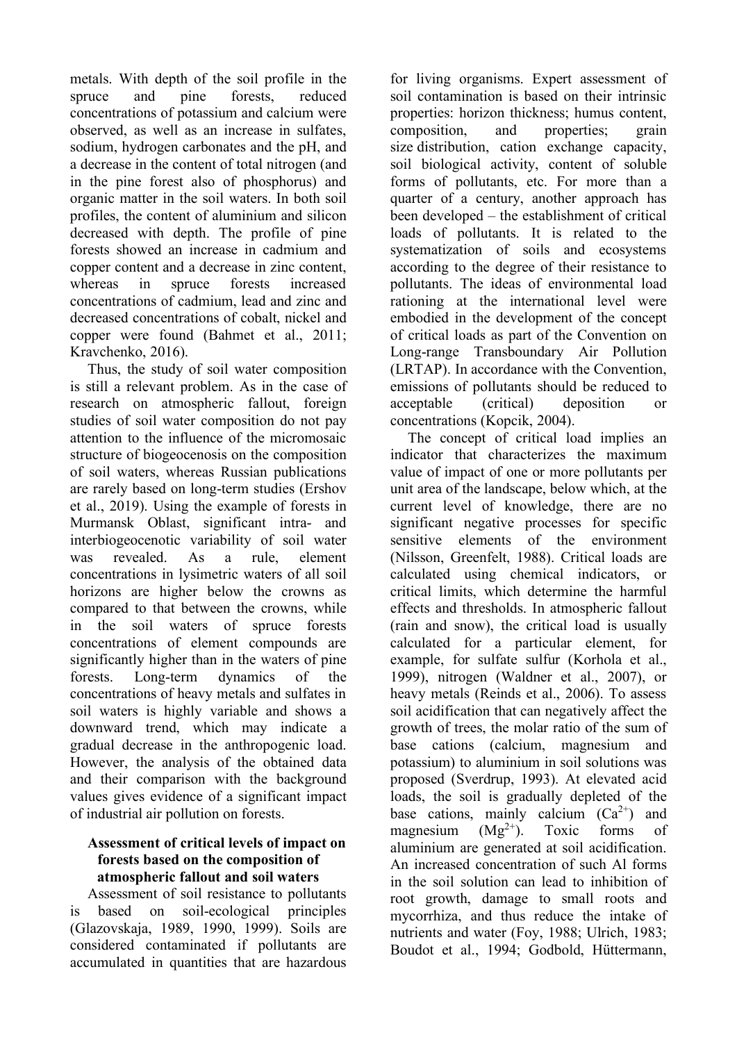metals. With depth of the soil profile in the spruce and pine forests, reduced concentrations of potassium and calcium were observed, as well as an increase in sulfates, sodium, hydrogen carbonates and the pH, and a decrease in the content of total nitrogen (and in the pine forest also of phosphorus) and organic matter in the soil waters. In both soil profiles, the content of aluminium and silicon decreased with depth. The profile of pine forests showed an increase in cadmium and copper content and a decrease in zinc content, whereas in spruce forests increased concentrations of cadmium, lead and zinc and decreased concentrations of cobalt, nickel and copper were found (Bahmet et al., 2011; Kravchenko, 2016).

Thus, the study of soil water composition is still a relevant problem. As in the case of research on atmospheric fallout, foreign studies of soil water composition do not pay attention to the influence of the micromosaic structure of biogeocenosis on the composition of soil waters, whereas Russian publications are rarely based on long-term studies (Ershov et al., 2019). Using the example of forests in Murmansk Oblast, significant intra- and interbiogeocenotic variability of soil water was revealed. As a rule, element concentrations in lysimetric waters of all soil horizons are higher below the crowns as compared to that between the crowns, while in the soil waters of spruce forests concentrations of element compounds are significantly higher than in the waters of pine forests. Long-term dynamics of the concentrations of heavy metals and sulfates in soil waters is highly variable and shows a downward trend, which may indicate a gradual decrease in the anthropogenic load. However, the analysis of the obtained data and their comparison with the background values gives evidence of a significant impact of industrial air pollution on forests.

## Assessment of critical levels of impact on forests based on the composition of atmospheric fallout and soil waters

Assessment of soil resistance to pollutants is based on soil-ecological principles (Glazovskaja, 1989, 1990, 1999). Soils are considered contaminated if pollutants are accumulated in quantities that are hazardous for living organisms. Expert assessment of soil contamination is based on their intrinsic properties: horizon thickness; humus content, composition, and properties; grain size distribution, cation exchange capacity, soil biological activity, content of soluble forms of pollutants, etc. For more than a quarter of a century, another approach has been developed – the establishment of critical loads of pollutants. It is related to the systematization of soils and ecosystems according to the degree of their resistance to pollutants. The ideas of environmental load rationing at the international level were embodied in the development of the concept of critical loads as part of the Convention on Long-range Transboundary Air Pollution (LRTAP). In accordance with the Convention, emissions of pollutants should be reduced to acceptable (critical) deposition or concentrations (Kopcik, 2004).

The concept of critical load implies an indicator that characterizes the maximum value of impact of one or more pollutants per unit area of the landscape, below which, at the current level of knowledge, there are no significant negative processes for specific sensitive elements of the environment (Nilsson, Greenfelt, 1988). Critical loads are calculated using chemical indicators, or critical limits, which determine the harmful effects and thresholds. In atmospheric fallout (rain and snow), the critical load is usually calculated for a particular element, for example, for sulfate sulfur (Korhola et al., 1999), nitrogen (Waldner et al., 2007), or heavy metals (Reinds et al., 2006). To assess soil acidification that can negatively affect the growth of trees, the molar ratio of the sum of base cations (calcium, magnesium and potassium) to aluminium in soil solutions was proposed (Sverdrup, 1993). At elevated acid loads, the soil is gradually depleted of the base cations, mainly calcium ($Ca^{2+}$) and magnesium ($Mg^{2+}$). Toxic forms of aluminium are generated at soil acidification. An increased concentration of such Al forms in the soil solution can lead to inhibition of root growth, damage to small roots and mycorrhiza, and thus reduce the intake of nutrients and water (Foy, 1988; Ulrich, 1983; Boudot et al., 1994; Godbold, Hüttermann,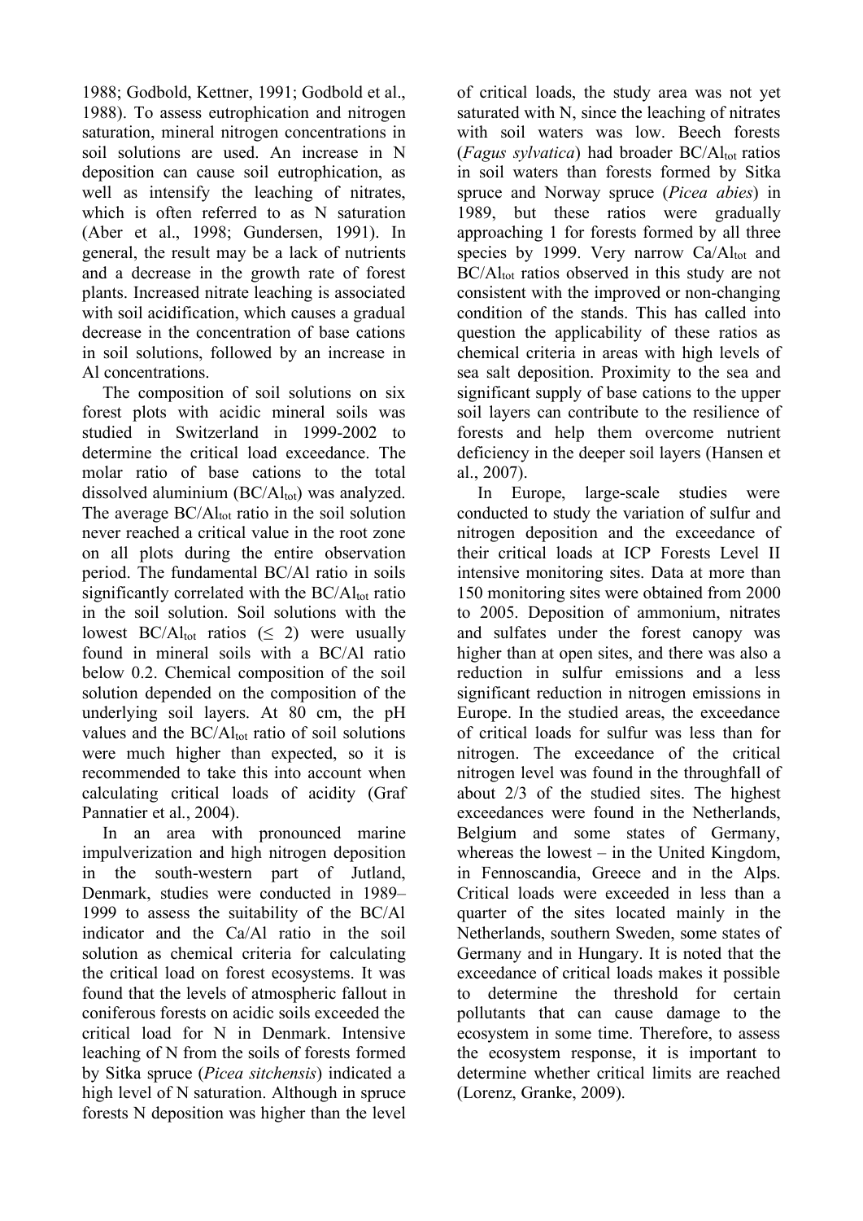1988; Godbold, Kettner, 1991; Godbold et al., 1988). To assess eutrophication and nitrogen saturation, mineral nitrogen concentrations in soil solutions are used. An increase in N deposition can cause soil eutrophication, as well as intensify the leaching of nitrates, which is often referred to as N saturation (Aber et al., 1998; Gundersen, 1991). In general, the result may be a lack of nutrients and a decrease in the growth rate of forest plants. Increased nitrate leaching is associated with soil acidification, which causes a gradual decrease in the concentration of base cations in soil solutions, followed by an increase in Al concentrations.

The composition of soil solutions on six forest plots with acidic mineral soils was studied in Switzerland in 1999-2002 to determine the critical load exceedance. The molar ratio of base cations to the total dissolved aluminium ($BC/Al_{tot}$) was analyzed. The average $BC/Al_{tot}$ ratio in the soil solution never reached a critical value in the root zone on all plots during the entire observation period. The fundamental BC/Al ratio in soils significantly correlated with the $BC/Al_{tot}$ ratio in the soil solution. Soil solutions with the lowest $BC/Al_{tot}$ ratios ($\leq$ 2) were usually found in mineral soils with a BC/Al ratio below 0.2. Chemical composition of the soil solution depended on the composition of the underlying soil layers. At 80 cm, the pH values and the $BC/Al_{tot}$ ratio of soil solutions were much higher than expected, so it is recommended to take this into account when calculating critical loads of acidity (Graf Pannatier et al., 2004).

In an area with pronounced marine impulverization and high nitrogen deposition in the south-western part of Jutland, Denmark, studies were conducted in 1989–1999 to assess the suitability of the BC/Al indicator and the Ca/Al ratio in the soil solution as chemical criteria for calculating the critical load on forest ecosystems. It was found that the levels of atmospheric fallout in coniferous forests on acidic soils exceeded the critical load for N in Denmark. Intensive leaching of N from the soils of forests formed by Sitka spruce (*Picea sitchensis*) indicated a high level of N saturation. Although in spruce forests N deposition was higher than the level of critical loads, the study area was not yet saturated with N, since the leaching of nitrates with soil waters was low. Beech forests (*Fagus sylvatica*) had broader $BC/Al_{tot}$ ratios in soil waters than forests formed by Sitka spruce and Norway spruce (*Picea abies*) in 1989, but these ratios were gradually approaching 1 for forests formed by all three species by 1999. Very narrow $Ca/Al_{tot}$ and $BC/Al_{tot}$ ratios observed in this study are not consistent with the improved or non-changing condition of the stands. This has called into question the applicability of these ratios as chemical criteria in areas with high levels of sea salt deposition. Proximity to the sea and significant supply of base cations to the upper soil layers can contribute to the resilience of forests and help them overcome nutrient deficiency in the deeper soil layers (Hansen et al., 2007).

In Europe, large-scale studies were conducted to study the variation of sulfur and nitrogen deposition and the exceedance of their critical loads at ICP Forests Level II intensive monitoring sites. Data at more than 150 monitoring sites were obtained from 2000 to 2005. Deposition of ammonium, nitrates and sulfates under the forest canopy was higher than at open sites, and there was also a reduction in sulfur emissions and a less significant reduction in nitrogen emissions in Europe. In the studied areas, the exceedance of critical loads for sulfur was less than for nitrogen. The exceedance of the critical nitrogen level was found in the throughfall of about 2/3 of the studied sites. The highest exceedances were found in the Netherlands, Belgium and some states of Germany, whereas the lowest – in the United Kingdom, in Fennoscandia, Greece and in the Alps. Critical loads were exceeded in less than a quarter of the sites located mainly in the Netherlands, southern Sweden, some states of Germany and in Hungary. It is noted that the exceedance of critical loads makes it possible to determine the threshold for certain pollutants that can cause damage to the ecosystem in some time. Therefore, to assess the ecosystem response, it is important to determine whether critical limits are reached (Lorenz, Granke, 2009).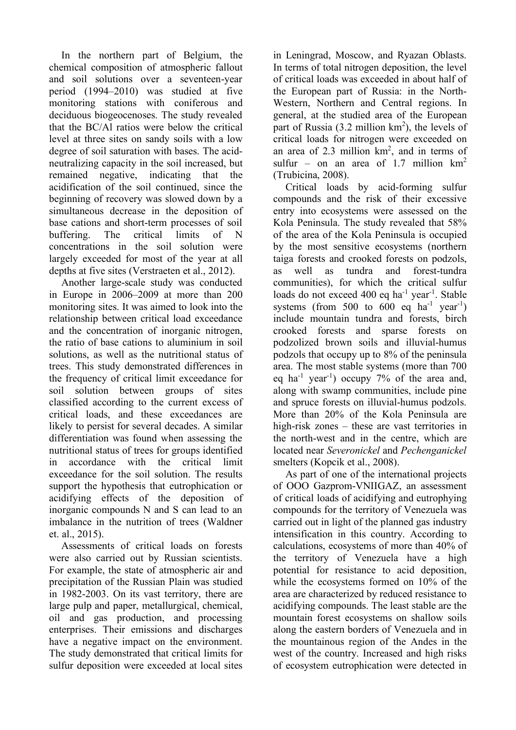In the northern part of Belgium, the chemical composition of atmospheric fallout and soil solutions over a seventeen-year period (1994–2010) was studied at five monitoring stations with coniferous and deciduous biogeocenoses. The study revealed that the BC/Al ratios were below the critical level at three sites on sandy soils with a low degree of soil saturation with bases. The acid-neutralizing capacity in the soil increased, but remained negative, indicating that the acidification of the soil continued, since the beginning of recovery was slowed down by a simultaneous decrease in the deposition of base cations and short-term processes of soil buffering. The critical limits of N concentrations in the soil solution were largely exceeded for most of the year at all depths at five sites (Verstraeten et al., 2012).

Another large-scale study was conducted in Europe in 2006–2009 at more than 200 monitoring sites. It was aimed to look into the relationship between critical load exceedance and the concentration of inorganic nitrogen, the ratio of base cations to aluminium in soil solutions, as well as the nutritional status of trees. This study demonstrated differences in the frequency of critical limit exceedance for soil solution between groups of sites classified according to the current excess of critical loads, and these exceedances are likely to persist for several decades. A similar differentiation was found when assessing the nutritional status of trees for groups identified in accordance with the critical limit exceedance for the soil solution. The results support the hypothesis that eutrophication or acidifying effects of the deposition of inorganic compounds N and S can lead to an imbalance in the nutrition of trees (Waldner et. al., 2015).

Assessments of critical loads on forests were also carried out by Russian scientists. For example, the state of atmospheric air and precipitation of the Russian Plain was studied in 1982-2003. On its vast territory, there are large pulp and paper, metallurgical, chemical, oil and gas production, and processing enterprises. Their emissions and discharges have a negative impact on the environment. The study demonstrated that critical limits for sulfur deposition were exceeded at local sites in Leningrad, Moscow, and Ryazan Oblasts. In terms of total nitrogen deposition, the level of critical loads was exceeded in about half of the European part of Russia: in the North-Western, Northern and Central regions. In general, at the studied area of the European part of Russia (3.2 million km$^2$), the levels of critical loads for nitrogen were exceeded on an area of 2.3 million km$^2$, and in terms of sulfur – on an area of 1.7 million km$^2$ (Trubicina, 2008).

Critical loads by acid-forming sulfur compounds and the risk of their excessive entry into ecosystems were assessed on the Kola Peninsula. The study revealed that 58% of the area of the Kola Peninsula is occupied by the most sensitive ecosystems (northern taiga forests and crooked forests on podzols, as well as tundra and forest-tundra communities), for which the critical sulfur loads do not exceed 400 eq ha$^{-1}$ year$^{-1}$. Stable systems (from 500 to 600 eq ha$^{-1}$ year$^{-1}$) include mountain tundra and forests, birch crooked forests and sparse forests on podzolized brown soils and illuvial-humus podzols that occupy up to 8% of the peninsula area. The most stable systems (more than 700 eq ha$^{-1}$ year$^{-1}$) occupy 7% of the area and, along with swamp communities, include pine and spruce forests on illuvial-humus podzols. More than 20% of the Kola Peninsula are high-risk zones – these are vast territories in the north-west and in the centre, which are located near *Severonickel* and *Pechenganickel* smelters (Kopcik et al., 2008).

As part of one of the international projects of OOO Gazprom-VNIIGAZ, an assessment of critical loads of acidifying and eutrophying compounds for the territory of Venezuela was carried out in light of the planned gas industry intensification in this country. According to calculations, ecosystems of more than 40% of the territory of Venezuela have a high potential for resistance to acid deposition, while the ecosystems formed on 10% of the area are characterized by reduced resistance to acidifying compounds. The least stable are the mountain forest ecosystems on shallow soils along the eastern borders of Venezuela and in the mountainous region of the Andes in the west of the country. Increased and high risks of ecosystem eutrophication were detected in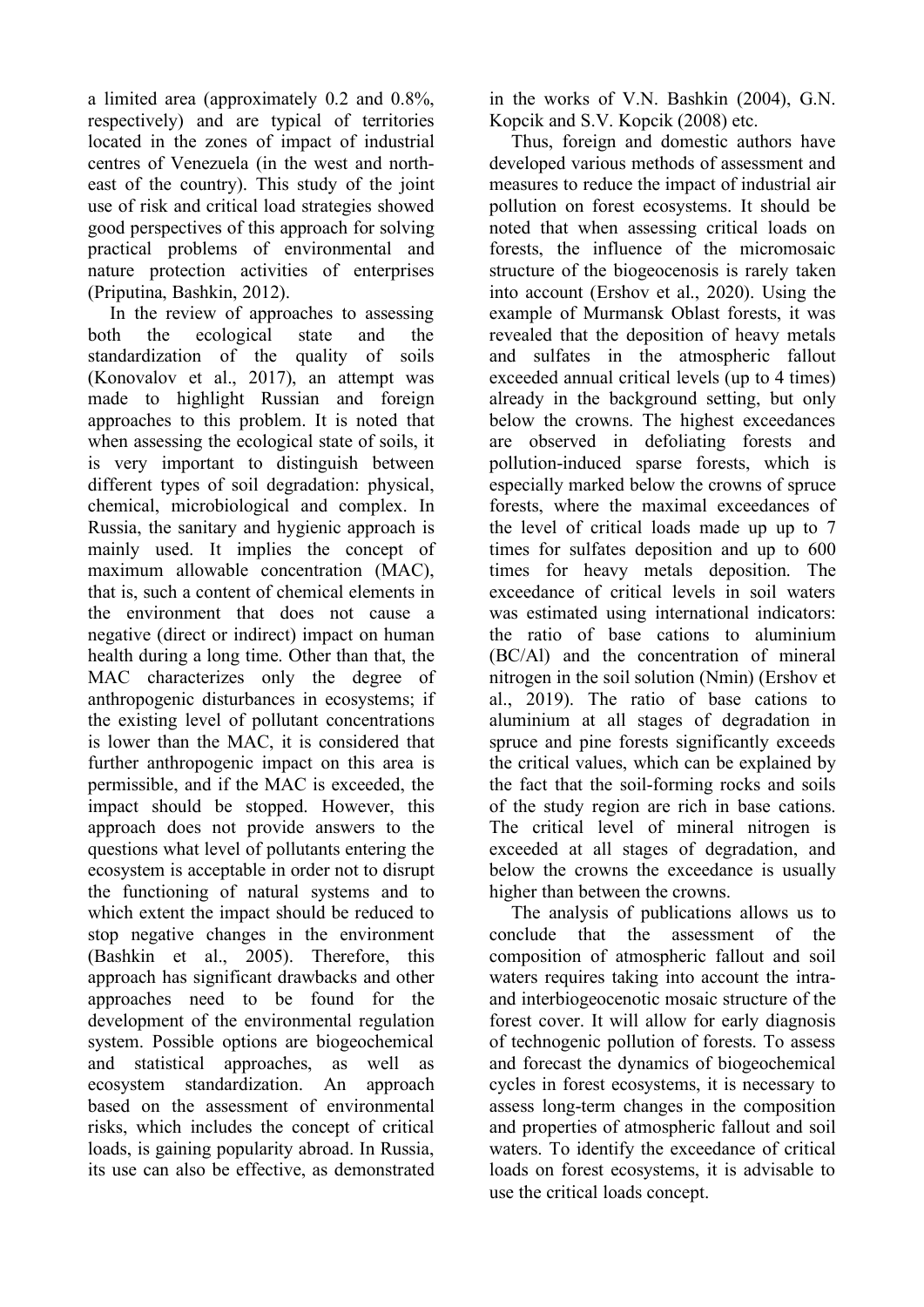a limited area (approximately 0.2 and 0.8%, respectively) and are typical of territories located in the zones of impact of industrial centres of Venezuela (in the west and north-east of the country). This study of the joint use of risk and critical load strategies showed good perspectives of this approach for solving practical problems of environmental and nature protection activities of enterprises (Priputina, Bashkin, 2012).

In the review of approaches to assessing both the ecological state and the standardization of the quality of soils (Konovalov et al., 2017), an attempt was made to highlight Russian and foreign approaches to this problem. It is noted that when assessing the ecological state of soils, it is very important to distinguish between different types of soil degradation: physical, chemical, microbiological and complex. In Russia, the sanitary and hygienic approach is mainly used. It implies the concept of maximum allowable concentration (MAC), that is, such a content of chemical elements in the environment that does not cause a negative (direct or indirect) impact on human health during a long time. Other than that, the MAC characterizes only the degree of anthropogenic disturbances in ecosystems; if the existing level of pollutant concentrations is lower than the MAC, it is considered that further anthropogenic impact on this area is permissible, and if the MAC is exceeded, the impact should be stopped. However, this approach does not provide answers to the questions what level of pollutants entering the ecosystem is acceptable in order not to disrupt the functioning of natural systems and to which extent the impact should be reduced to stop negative changes in the environment (Bashkin et al., 2005). Therefore, this approach has significant drawbacks and other approaches need to be found for the development of the environmental regulation system. Possible options are biogeochemical and statistical approaches, as well as ecosystem standardization. An approach based on the assessment of environmental risks, which includes the concept of critical loads, is gaining popularity abroad. In Russia, its use can also be effective, as demonstrated in the works of V.N. Bashkin (2004), G.N. Kopcik and S.V. Kopcik (2008) etc.

Thus, foreign and domestic authors have developed various methods of assessment and measures to reduce the impact of industrial air pollution on forest ecosystems. It should be noted that when assessing critical loads on forests, the influence of the micromosaic structure of the biogeocenosis is rarely taken into account (Ershov et al., 2020). Using the example of Murmansk Oblast forests, it was revealed that the deposition of heavy metals and sulfates in the atmospheric fallout exceeded annual critical levels (up to 4 times) already in the background setting, but only below the crowns. The highest exceedances are observed in defoliating forests and pollution-induced sparse forests, which is especially marked below the crowns of spruce forests, where the maximal exceedances of the level of critical loads made up up to 7 times for sulfates deposition and up to 600 times for heavy metals deposition. The exceedance of critical levels in soil waters was estimated using international indicators: the ratio of base cations to aluminium (BC/Al) and the concentration of mineral nitrogen in the soil solution (Nmin) (Ershov et al., 2019). The ratio of base cations to aluminium at all stages of degradation in spruce and pine forests significantly exceeds the critical values, which can be explained by the fact that the soil-forming rocks and soils of the study region are rich in base cations. The critical level of mineral nitrogen is exceeded at all stages of degradation, and below the crowns the exceedance is usually higher than between the crowns.

The analysis of publications allows us to conclude that the assessment of the composition of atmospheric fallout and soil waters requires taking into account the intra- and interbiogeocenotic mosaic structure of the forest cover. It will allow for early diagnosis of technogenic pollution of forests. To assess and forecast the dynamics of biogeochemical cycles in forest ecosystems, it is necessary to assess long-term changes in the composition and properties of atmospheric fallout and soil waters. To identify the exceedance of critical loads on forest ecosystems, it is advisable to use the critical loads concept.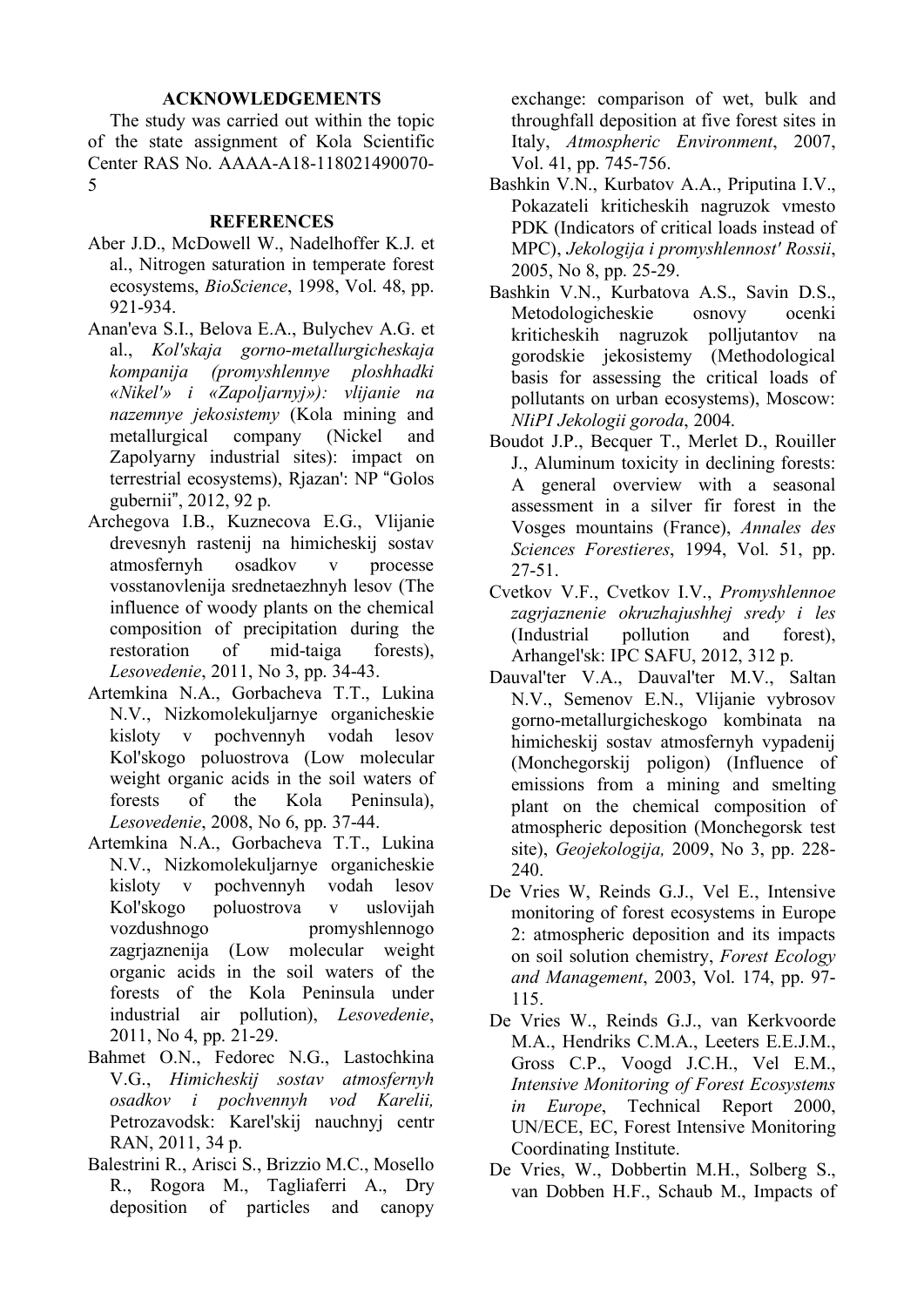## ACKNOWLEDGEMENTS

The study was carried out within the topic of the state assignment of Kola Scientific Center RAS No. AAAA-A18-118021490070-5

## REFERENCES

Aber J.D., McDowell W., Nadelhoffer K.J. et al., Nitrogen saturation in temperate forest ecosystems, *BioScience*, 1998, Vol. 48, pp. 921-934.

Anan'eva S.I., Belova E.A., Bulychev A.G. et al., *Kol'skaja gorno-metallurgicheskaja kompanija (promyshlennye ploshhadki «Nikel'» i «Zapoljarnyj»): vlijanie na nazemnye jekosistemy* (Kola mining and metallurgical company (Nickel and Zapolyarny industrial sites): impact on terrestrial ecosystems), Rjazan': NP "Golos gubernii", 2012, 92 p.

Archegova I.B., Kuznecova E.G., Vlijanie drevesnyh rastenij na himicheskij sostav atmosfernyh osadkov v processe vosstanovlenija srednetaezhnyh lesov (The influence of woody plants on the chemical composition of precipitation during the restoration of mid-taiga forests), *Lesovedenie*, 2011, No 3, pp. 34-43.

Artemkina N.A., Gorbacheva T.T., Lukina N.V., Nizkomolekuljarnye organicheskie kisloty v pochvennyh vodah lesov Kol'skogo poluostrova (Low molecular weight organic acids in the soil waters of forests of the Kola Peninsula), *Lesovedenie*, 2008, No 6, pp. 37-44.

Artemkina N.A., Gorbacheva T.T., Lukina N.V., Nizkomolekuljarnye organicheskie kisloty v pochvennyh vodah lesov Kol'skogo poluostrova v uslovijah vozdushnogo promyshlennogo zagrjaznenija (Low molecular weight organic acids in the soil waters of the forests of the Kola Peninsula under industrial air pollution), *Lesovedenie*, 2011, No 4, pp. 21-29.

Bahmet O.N., Fedorec N.G., Lastochkina V.G., *Himicheskij sostav atmosfernyh osadkov i pochvennyh vod Karelii,* Petrozavodsk: Karel'skij nauchnyj centr RAN, 2011, 34 p.

Balestrini R., Arisci S., Brizzio M.C., Mosello R., Rogora M., Tagliaferri A., Dry deposition of particles and canopy exchange: comparison of wet, bulk and throughfall deposition at five forest sites in Italy, *Atmospheric Environment*, 2007, Vol. 41, pp. 745-756.

Bashkin V.N., Kurbatov A.A., Priputina I.V., Pokazateli kriticheskih nagruzok vmesto PDK (Indicators of critical loads instead of MPC), *Jekologija i promyshlennost' Rossii*, 2005, No 8, pp. 25-29.

Bashkin V.N., Kurbatova A.S., Savin D.S., Metodologicheskie osnovy ocenki kriticheskih nagruzok polljutantov na gorodskie jekosistemy (Methodological basis for assessing the critical loads of pollutants on urban ecosystems), Moscow: *NIiPI Jekologii goroda*, 2004.

Boudot J.P., Becquer T., Merlet D., Rouiller J., Aluminum toxicity in declining forests: A general overview with a seasonal assessment in a silver fir forest in the Vosges mountains (France), *Annales des Sciences Forestieres*, 1994, Vol. 51, pp. 27-51.

Cvetkov V.F., Cvetkov I.V., *Promyshlennoe zagrjaznenie okruzhajushhej sredy i les* (Industrial pollution and forest), Arhangel'sk: IPC SAFU, 2012, 312 p.

Dauval'ter V.A., Dauval'ter M.V., Saltan N.V., Semenov E.N., Vlijanie vybrosov gorno-metallurgicheskogo kombinata na himicheskij sostav atmosfernyh vypadenij (Monchegorskij poligon) (Influence of emissions from a mining and smelting plant on the chemical composition of atmospheric deposition (Monchegorsk test site), *Geojekologija,* 2009, No 3, pp. 228-240.

De Vries W, Reinds G.J., Vel E., Intensive monitoring of forest ecosystems in Europe 2: atmospheric deposition and its impacts on soil solution chemistry, *Forest Ecology and Management*, 2003, Vol. 174, pp. 97-115.

De Vries W., Reinds G.J., van Kerkvoorde M.A., Hendriks C.M.A., Leeters E.E.J.M., Gross C.P., Voogd J.C.H., Vel E.M., *Intensive Monitoring of Forest Ecosystems in Europe*, Technical Report 2000, UN/ECE, EC, Forest Intensive Monitoring Coordinating Institute.

De Vries, W., Dobbertin M.H., Solberg S., van Dobben H.F., Schaub M., Impacts of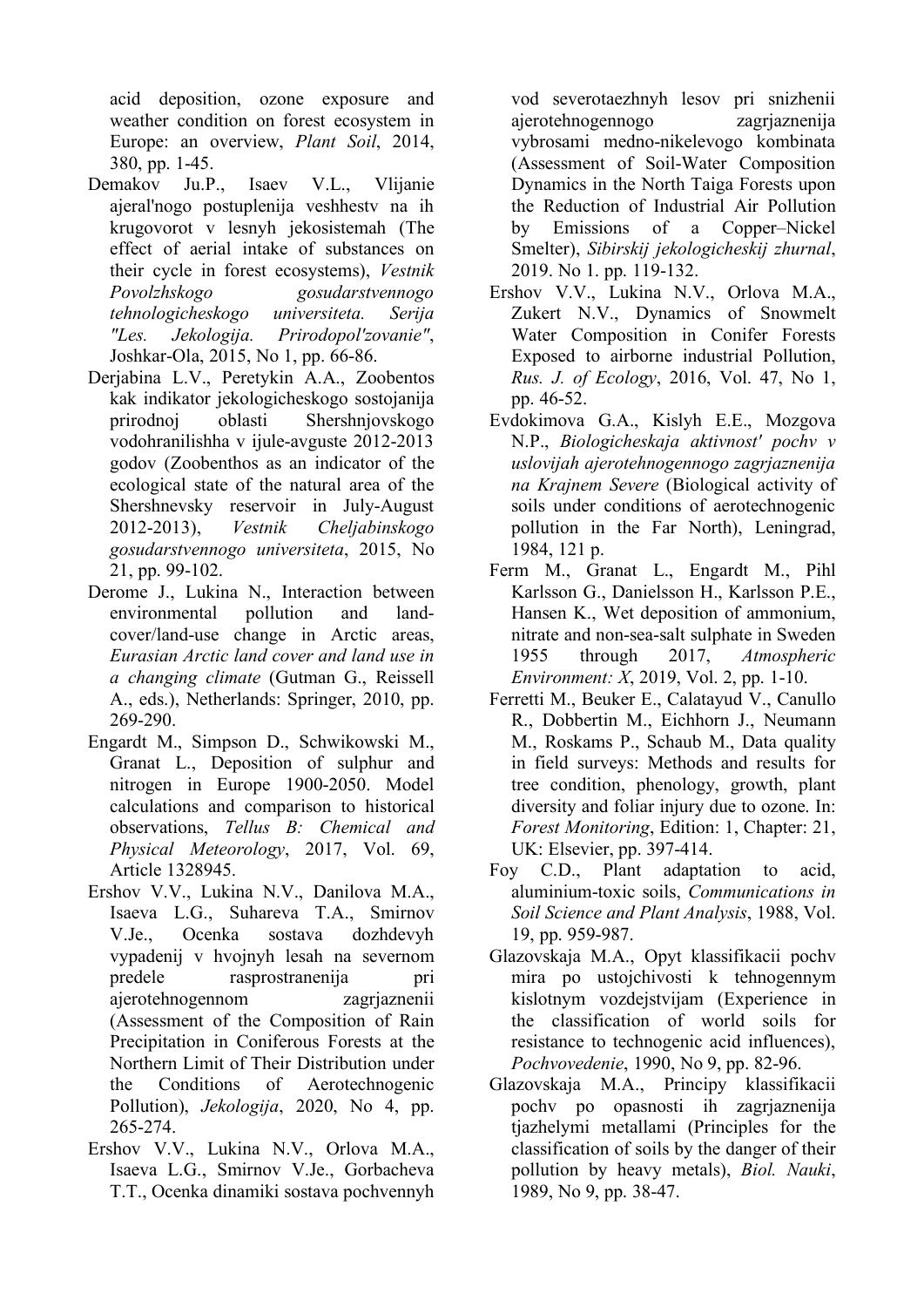acid deposition, ozone exposure and weather condition on forest ecosystem in Europe: an overview, *Plant Soil*, 2014, 380, pp. 1-45.

Demakov Ju.P., Isaev V.L., Vlijanie ajeral'nogo postuplenija veshhestv na ih krugovorot v lesnyh jekosistemah (The effect of aerial intake of substances on their cycle in forest ecosystems), *Vestnik Povolzhskogo gosudarstvennogo tehnologicheskogo universiteta. Serija "Les. Jekologija. Prirodopol'zovanie"*, Joshkar-Ola, 2015, No 1, pp. 66-86.

Derjabina L.V., Peretykin A.A., Zoobentos kak indikator jekologicheskogo sostojanija prirodnoj oblasti Shershnjovskogo vodohranilishha v ijule-avguste 2012-2013 godov (Zoobenthos as an indicator of the ecological state of the natural area of the Shershnevsky reservoir in July-August 2012-2013), *Vestnik Cheljabinskogo gosudarstvennogo universiteta*, 2015, No 21, pp. 99-102.

Derome J., Lukina N., Interaction between environmental pollution and land-cover/land-use change in Arctic areas, *Eurasian Arctic land cover and land use in a changing climate* (Gutman G., Reissell A., eds.), Netherlands: Springer, 2010, pp. 269-290.

Engardt M., Simpson D., Schwikowski M., Granat L., Deposition of sulphur and nitrogen in Europe 1900-2050. Model calculations and comparison to historical observations, *Tellus B: Chemical and Physical Meteorology*, 2017, Vol. 69, Article 1328945.

Ershov V.V., Lukina N.V., Danilova M.A., Isaeva L.G., Suhareva T.A., Smirnov V.Je., Ocenka sostava dozhdevyh vypadenij v hvojnyh lesah na severnom predele rasprostranenija pri ajerotehnogennom zagrjaznenii (Assessment of the Composition of Rain Precipitation in Coniferous Forests at the Northern Limit of Their Distribution under the Conditions of Aerotechnogenic Pollution), *Jekologija*, 2020, No 4, pp. 265-274.

Ershov V.V., Lukina N.V., Orlova M.A., Isaeva L.G., Smirnov V.Je., Gorbacheva T.T., Ocenka dinamiki sostava pochvennyh vod severotaezhnyh lesov pri snizhenii ajerotehnogennogo zagrjaznenija vybrosami medno-nikelevogo kombinata (Assessment of Soil-Water Composition Dynamics in the North Taiga Forests upon the Reduction of Industrial Air Pollution by Emissions of a Copper–Nickel Smelter), *Sibirskij jekologicheskij zhurnal*, 2019. No 1. pp. 119-132.

Ershov V.V., Lukina N.V., Orlova M.A., Zukert N.V., Dynamics of Snowmelt Water Composition in Conifer Forests Exposed to airborne industrial Pollution, *Rus. J. of Ecology*, 2016, Vol. 47, No 1, pp. 46-52.

Evdokimova G.A., Kislyh E.E., Mozgova N.P., *Biologicheskaja aktivnost' pochv v uslovijah ajerotehnogennogo zagrjaznenija na Krajnem Severe* (Biological activity of soils under conditions of aerotechnogenic pollution in the Far North), Leningrad, 1984, 121 p.

Ferm M., Granat L., Engardt M., Pihl Karlsson G., Danielsson H., Karlsson P.E., Hansen K., Wet deposition of ammonium, nitrate and non-sea-salt sulphate in Sweden 1955 through 2017, *Atmospheric Environment: X*, 2019, Vol. 2, pp. 1-10.

Ferretti M., Beuker E., Calatayud V., Canullo R., Dobbertin M., Eichhorn J., Neumann M., Roskams P., Schaub M., Data quality in field surveys: Methods and results for tree condition, phenology, growth, plant diversity and foliar injury due to ozone. In: *Forest Monitoring*, Edition: 1, Chapter: 21, UK: Elsevier, pp. 397-414.

Foy C.D., Plant adaptation to acid, aluminium-toxic soils, *Communications in Soil Science and Plant Analysis*, 1988, Vol. 19, pp. 959-987.

Glazovskaja M.A., Opyt klassifikacii pochv mira po ustojchivosti k tehnogennym kislotnym vozdejstvijam (Experience in the classification of world soils for resistance to technogenic acid influences), *Pochvovedenie*, 1990, No 9, pp. 82-96.

Glazovskaja M.A., Principy klassifikacii pochv po opasnosti ih zagrjaznenija tjazhelymi metallami (Principles for the classification of soils by the danger of their pollution by heavy metals), *Biol. Nauki*, 1989, No 9, pp. 38-47.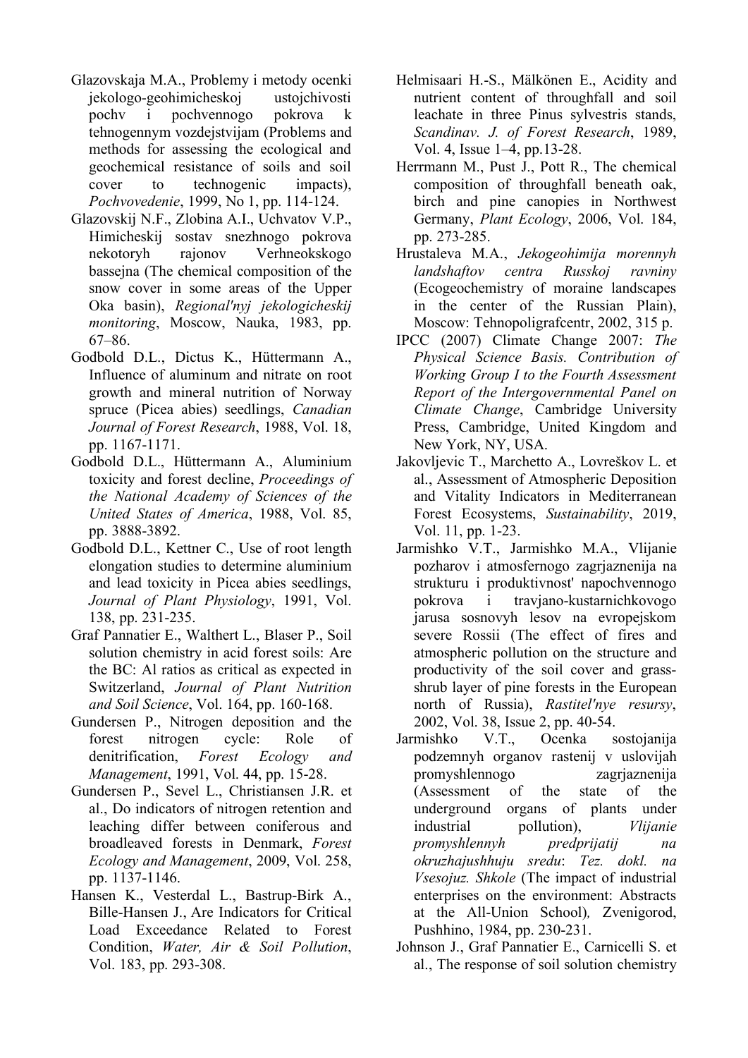Glazovskaja M.A., Problemy i metody ocenki jekologo-geohimicheskoj ustojchivosti pochv i pochvennogo pokrova k tehnogennym vozdejstvijam (Problems and methods for assessing the ecological and geochemical resistance of soils and soil cover to technogenic impacts), *Pochvovedenie*, 1999, No 1, pp. 114-124.

Glazovskij N.F., Zlobina A.I., Uchvatov V.P., Himicheskij sostav snezhnogo pokrova nekotoryh rajonov Verhneokskogo bassejna (The chemical composition of the snow cover in some areas of the Upper Oka basin), *Regional'nyj jekologicheskij monitoring*, Moscow, Nauka, 1983, pp. 67–86.

Godbold D.L., Dictus K., Hüttermann A., Influence of aluminum and nitrate on root growth and mineral nutrition of Norway spruce (Picea abies) seedlings, *Canadian Journal of Forest Research*, 1988, Vol. 18, pp. 1167-1171.

Godbold D.L., Hüttermann A., Aluminium toxicity and forest decline, *Proceedings of the National Academy of Sciences of the United States of America*, 1988, Vol. 85, pp. 3888-3892.

Godbold D.L., Kettner C., Use of root length elongation studies to determine aluminium and lead toxicity in Picea abies seedlings, *Journal of Plant Physiology*, 1991, Vol. 138, pp. 231-235.

Graf Pannatier E., Walthert L., Blaser P., Soil solution chemistry in acid forest soils: Are the BC: Al ratios as critical as expected in Switzerland, *Journal of Plant Nutrition and Soil Science*, Vol. 164, pp. 160-168.

Gundersen P., Nitrogen deposition and the forest nitrogen cycle: Role of denitrification, *Forest Ecology and Management*, 1991, Vol. 44, pp. 15-28.

Gundersen P., Sevel L., Christiansen J.R. et al., Do indicators of nitrogen retention and leaching differ between coniferous and broadleaved forests in Denmark, *Forest Ecology and Management*, 2009, Vol. 258, pp. 1137-1146.

Hansen K., Vesterdal L., Bastrup-Birk A., Bille-Hansen J., Are Indicators for Critical Load Exceedance Related to Forest Condition, *Water, Air & Soil Pollution*, Vol. 183, pp. 293-308.

Helmisaari H.-S., Mälkönen E., Acidity and nutrient content of throughfall and soil leachate in three Pinus sylvestris stands, *Scandinav. J. of Forest Research*, 1989, Vol. 4, Issue 1–4, pp.13-28.

Herrmann M., Pust J., Pott R., The chemical composition of throughfall beneath oak, birch and pine canopies in Northwest Germany, *Plant Ecology*, 2006, Vol. 184, pp. 273-285.

Hrustaleva M.A., *Jekogeohimija morennyh landshaftov centra Russkoj ravniny* (Ecogeochemistry of moraine landscapes in the center of the Russian Plain), Moscow: Tehnopoligrafcentr, 2002, 315 p.

IPCC (2007) Climate Change 2007: *The Physical Science Basis. Contribution of Working Group I to the Fourth Assessment Report of the Intergovernmental Panel on Climate Change*, Cambridge University Press, Cambridge, United Kingdom and New York, NY, USA.

Jakovljevic T., Marchetto A., Lovreškov L. et al., Assessment of Atmospheric Deposition and Vitality Indicators in Mediterranean Forest Ecosystems, *Sustainability*, 2019, Vol. 11, pp. 1-23.

Jarmishko V.T., Jarmishko M.A., Vlijanie pozharov i atmosfernogo zagrjaznenija na strukturu i produktivnost' napochvennogo pokrova i travjano-kustarnichkovogo jarusa sosnovyh lesov na evropejskom severe Rossii (The effect of fires and atmospheric pollution on the structure and productivity of the soil cover and grass-shrub layer of pine forests in the European north of Russia), *Rastitel'nye resursy*, 2002, Vol. 38, Issue 2, pp. 40-54.

Jarmishko V.T., Ocenka sostojanija podzemnyh organov rastenij v uslovijah promyshlennogo zagrjaznenija (Assessment of the state of the underground organs of plants under industrial pollution), *Vlijanie promyshlennyh predprijatij na okruzhajushhuju sredu*: *Tez. dokl. na Vsesojuz. Shkole* (The impact of industrial enterprises on the environment: Abstracts at the All-Union School), Zvenigorod, Pushhino, 1984, pp. 230-231.

Johnson J., Graf Pannatier E., Carnicelli S. et al., The response of soil solution chemistry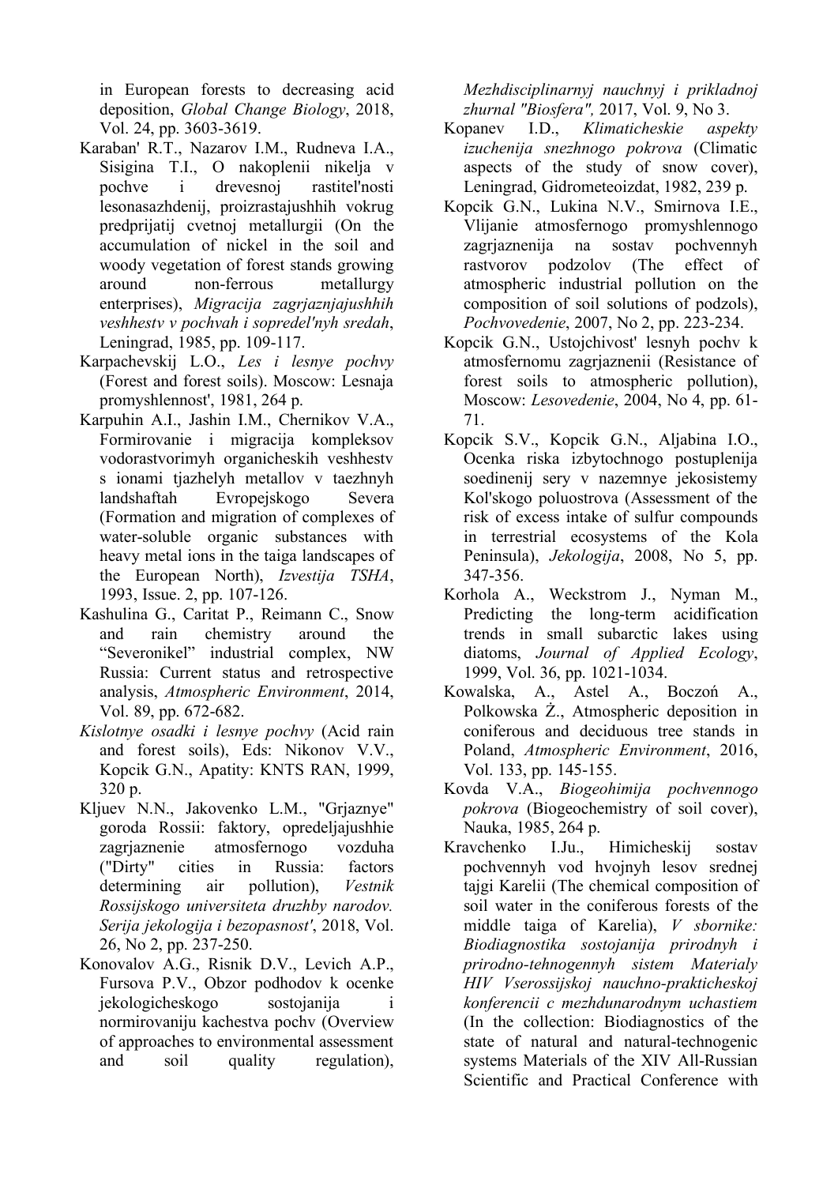in European forests to decreasing acid deposition, *Global Change Biology*, 2018, Vol. 24, pp. 3603-3619.

Karaban' R.T., Nazarov I.M., Rudneva I.A., Sisigina T.I., O nakoplenii nikelja v pochve i drevesnoj rastitel'nosti lesonasazhdenij, proizrastajushhih vokrug predprijatij cvetnoj metallurgii (On the accumulation of nickel in the soil and woody vegetation of forest stands growing around non-ferrous metallurgy enterprises), *Migracija zagrjaznjajushhih veshhestv v pochvah i sopredel'nyh sredah*, Leningrad, 1985, pp. 109-117.

Karpachevskij L.O., *Les i lesnye pochvy* (Forest and forest soils). Moscow: Lesnaja promyshlennost', 1981, 264 p.

Karpuhin A.I., Jashin I.M., Chernikov V.A., Formirovanie i migracija kompleksov vodorastvorimyh organicheskih veshhestv s ionami tjazhelyh metallov v taezhnyh landshaftah Evropejskogo Severa (Formation and migration of complexes of water-soluble organic substances with heavy metal ions in the taiga landscapes of the European North), *Izvestija TSHA*, 1993, Issue. 2, pp. 107-126.

Kashulina G., Caritat P., Reimann C., Snow and rain chemistry around the "Severonikel" industrial complex, NW Russia: Current status and retrospective analysis, *Atmospheric Environment*, 2014, Vol. 89, pp. 672-682.

*Kislotnye osadki i lesnye pochvy* (Acid rain and forest soils), Eds: Nikonov V.V., Kopcik G.N., Apatity: KNTS RAN, 1999, 320 p.

Kljuev N.N., Jakovenko L.M., "Grjaznye" goroda Rossii: faktory, opredeljajushhie zagrjaznenie atmosfernogo vozduha ("Dirty" cities in Russia: factors determining air pollution), *Vestnik Rossijskogo universiteta druzhby narodov. Serija jekologija i bezopasnost'*, 2018, Vol. 26, No 2, pp. 237-250.

Konovalov A.G., Risnik D.V., Levich A.P., Fursova P.V., Obzor podhodov k ocenke jekologicheskogo sostojanija i normirovaniju kachestva pochv (Overview of approaches to environmental assessment and soil quality regulation), *Mezhdisciplinarnyj nauchnyj i prikladnoj zhurnal "Biosfera"*, 2017, Vol. 9, No 3.

Kopanev I.D., *Klimaticheskie aspekty izuchenija snezhnogo pokrova* (Climatic aspects of the study of snow cover), Leningrad, Gidrometeoizdat, 1982, 239 p.

Kopcik G.N., Lukina N.V., Smirnova I.E., Vlijanie atmosfernogo promyshlennogo zagrjaznenija na sostav pochvennyh rastvorov podzolov (The effect of atmospheric industrial pollution on the composition of soil solutions of podzols), *Pochvovedenie*, 2007, No 2, pp. 223-234.

Kopcik G.N., Ustojchivost' lesnyh pochv k atmosfernomu zagrjaznenii (Resistance of forest soils to atmospheric pollution), Moscow: *Lesovedenie*, 2004, No 4, pp. 61-71.

Kopcik S.V., Kopcik G.N., Aljabina I.O., Ocenka riska izbytochnogo postuplenija soedinenij sery v nazemnye jekosistemy Kol'skogo poluostrova (Assessment of the risk of excess intake of sulfur compounds in terrestrial ecosystems of the Kola Peninsula), *Jekologija*, 2008, No 5, pp. 347-356.

Korhola A., Weckstrom J., Nyman M., Predicting the long-term acidification trends in small subarctic lakes using diatoms, *Journal of Applied Ecology*, 1999, Vol. 36, pp. 1021-1034.

Kowalska, A., Astel A., Boczoń A., Polkowska Ż., Atmospheric deposition in coniferous and deciduous tree stands in Poland, *Atmospheric Environment*, 2016, Vol. 133, pp. 145-155.

Kovda V.A., *Biogeohimija pochvennogo pokrova* (Biogeochemistry of soil cover), Nauka, 1985, 264 p.

Kravchenko I.Ju., Himicheskij sostav pochvennyh vod hvojnyh lesov srednej tajgi Karelii (The chemical composition of soil water in the coniferous forests of the middle taiga of Karelia), *V sbornike: Biodiagnostika sostojanija prirodnyh i prirodno-tehnogennyh sistem Materialy HIV Vserossijskoj nauchno-prakticheskoj konferencii c mezhdunarodnym uchastiem* (In the collection: Biodiagnostics of the state of natural and natural-technogenic systems Materials of the XIV All-Russian Scientific and Practical Conference with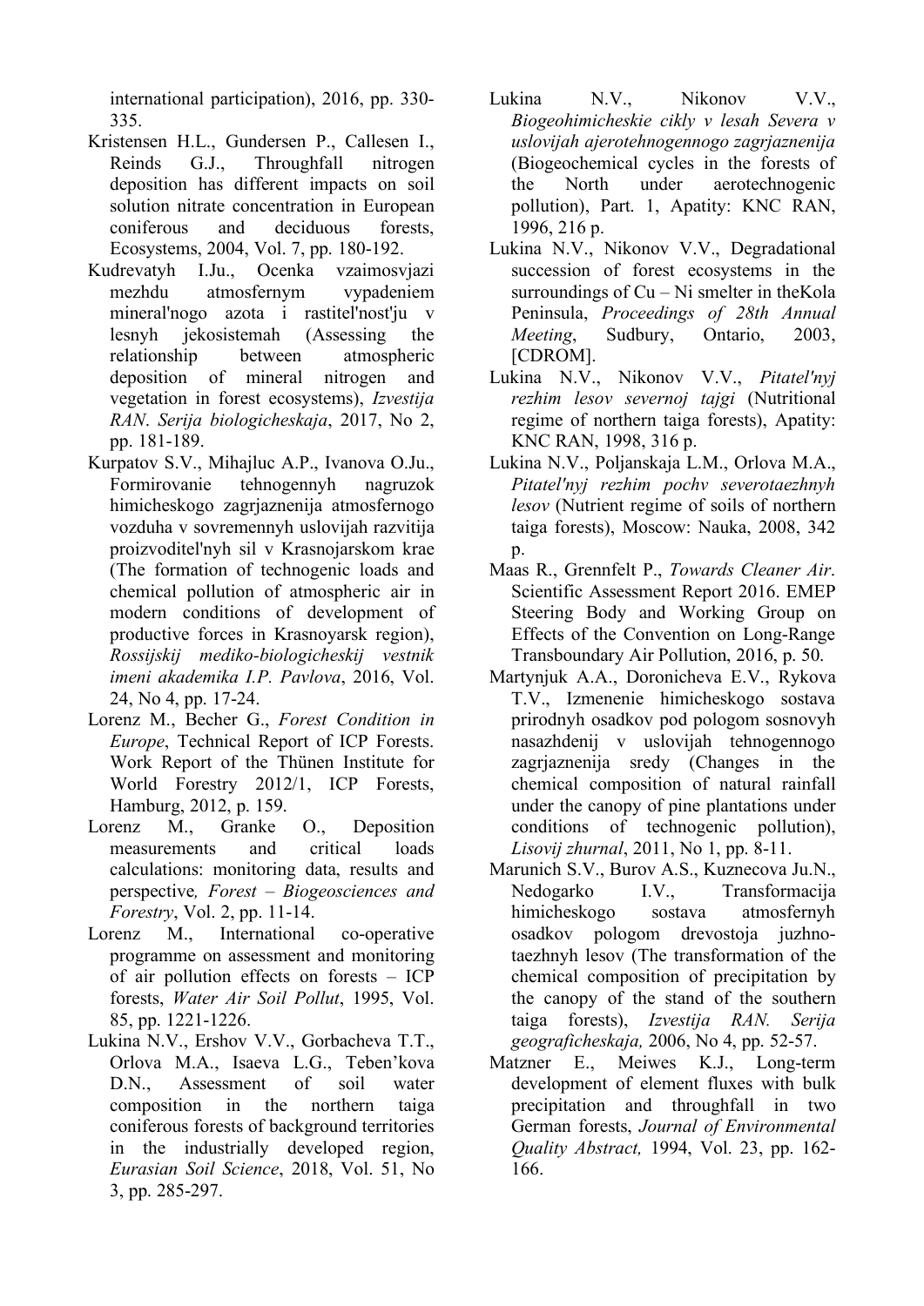international participation), 2016, pp. 330-335.

Kristensen H.L., Gundersen P., Callesen I., Reinds G.J., Throughfall nitrogen deposition has different impacts on soil solution nitrate concentration in European coniferous and deciduous forests, Ecosystems, 2004, Vol. 7, pp. 180-192.

Kudrevatyh I.Ju., Ocenka vzaimosvjazi mezhdu atmosfernym vypadeniem mineral'nogo azota i rastitel'nost'ju v lesnyh jekosistemah (Assessing the relationship between atmospheric deposition of mineral nitrogen and vegetation in forest ecosystems), *Izvestija RAN. Serija biologicheskaja*, 2017, No 2, pp. 181-189.

Kurpatov S.V., Mihajluc A.P., Ivanova O.Ju., Formirovanie tehnogennyh nagruzok himicheskogo zagrjaznenija atmosfernogo vozduha v sovremennyh uslovijah razvitija proizvoditel'nyh sil v Krasnojarskom krae (The formation of technogenic loads and chemical pollution of atmospheric air in modern conditions of development of productive forces in Krasnoyarsk region), *Rossijskij mediko-biologicheskij vestnik imeni akademika I.P. Pavlova*, 2016, Vol. 24, No 4, pp. 17-24.

Lorenz M., Becher G., *Forest Condition in Europe*, Technical Report of ICP Forests. Work Report of the Thünen Institute for World Forestry 2012/1, ICP Forests, Hamburg, 2012, p. 159.

Lorenz M., Granke O., Deposition measurements and critical loads calculations: monitoring data, results and perspective*, Forest – Biogeosciences and Forestry*, Vol. 2, pp. 11-14.

Lorenz M., International co-operative programme on assessment and monitoring of air pollution effects on forests – ICP forests, *Water Air Soil Pollut*, 1995, Vol. 85, pp. 1221-1226.

Lukina N.V., Ershov V.V., Gorbacheva T.T., Orlova M.A., Isaeva L.G., Teben'kova D.N., Assessment of soil water composition in the northern taiga coniferous forests of background territories in the industrially developed region, *Eurasian Soil Science*, 2018, Vol. 51, No 3, pp. 285-297.

Lukina N.V., Nikonov V.V., *Biogeohimicheskie cikly v lesah Severa v uslovijah ajerotehnogennogo zagrjaznenija* (Biogeochemical cycles in the forests of the North under aerotechnogenic pollution), Part. 1, Apatity: KNC RAN, 1996, 216 p.

Lukina N.V., Nikonov V.V., Degradational succession of forest ecosystems in the surroundings of Cu – Ni smelter in theKola Peninsula, *Proceedings of 28th Annual Meeting*, Sudbury, Ontario, 2003, [CDROM].

Lukina N.V., Nikonov V.V., *Pitatel'nyj rezhim lesov severnoj tajgi* (Nutritional regime of northern taiga forests), Apatity: KNC RAN, 1998, 316 p.

Lukina N.V., Poljanskaja L.M., Orlova M.A., *Pitatel'nyj rezhim pochv severotaezhnyh lesov* (Nutrient regime of soils of northern taiga forests), Moscow: Nauka, 2008, 342 p.

Maas R., Grennfelt P., *Towards Cleaner Air*. Scientific Assessment Report 2016. EMEP Steering Body and Working Group on Effects of the Convention on Long-Range Transboundary Air Pollution, 2016, p. 50.

Martynjuk A.A., Doronicheva E.V., Rykova T.V., Izmenenie himicheskogo sostava prirodnyh osadkov pod pologom sosnovyh nasazhdenij v uslovijah tehnogennogo zagrjaznenija sredy (Changes in the chemical composition of natural rainfall under the canopy of pine plantations under conditions of technogenic pollution), *Lisovij zhurnal*, 2011, No 1, pp. 8-11.

Marunich S.V., Burov A.S., Kuznecova Ju.N., Nedogarko I.V., Transformacija himicheskogo sostava atmosfernyh osadkov pologom drevostoja juzhno-taezhnyh lesov (The transformation of the chemical composition of precipitation by the canopy of the stand of the southern taiga forests), *Izvestija RAN. Serija geograficheskaja,* 2006, No 4, pp. 52-57.

Matzner E., Meiwes K.J., Long-term development of element fluxes with bulk precipitation and throughfall in two German forests, *Journal of Environmental Quality Abstract,* 1994, Vol. 23, pp. 162-166.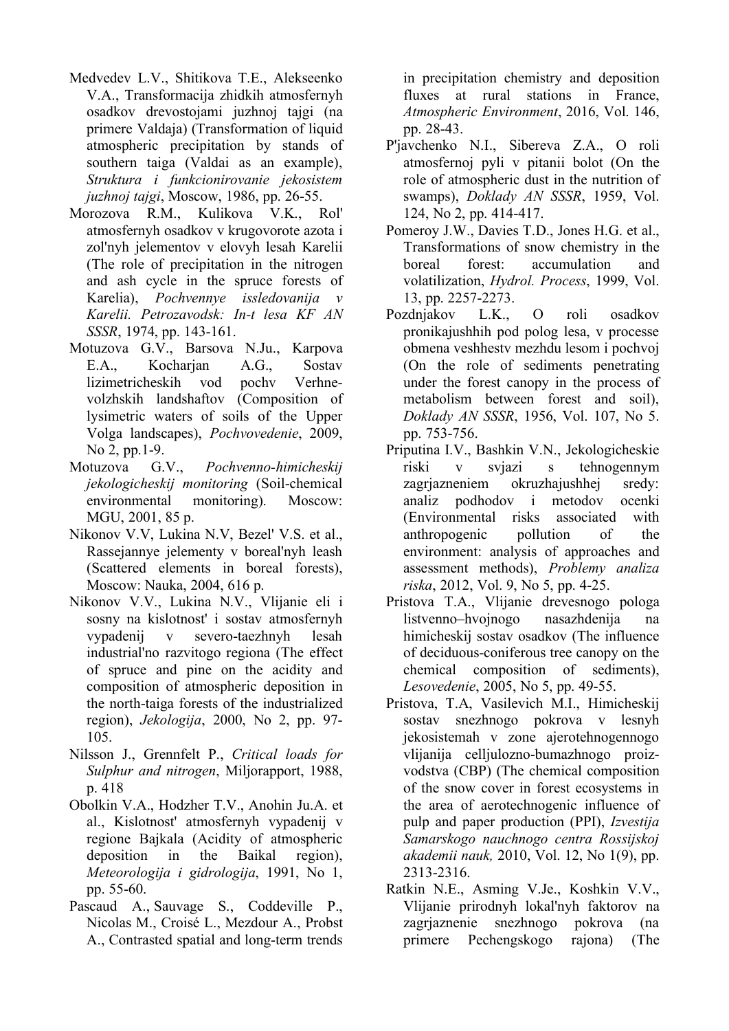Medvedev L.V., Shitikova T.E., Alekseenko V.A., Transformacija zhidkih atmosfernyh osadkov drevostojami juzhnoj tajgi (na primere Valdaja) (Transformation of liquid atmospheric precipitation by stands of southern taiga (Valdai as an example), *Struktura i funkcionirovanie jekosistem juzhnoj tajgi*, Moscow, 1986, pp. 26-55.

Morozova R.M., Kulikova V.K., Rol' atmosfernyh osadkov v krugovorote azota i zol'nyh jelementov v elovyh lesah Karelii (The role of precipitation in the nitrogen and ash cycle in the spruce forests of Karelia), *Pochvennye issledovanija v Karelii. Petrozavodsk: In-t lesa KF AN SSSR*, 1974, pp. 143-161.

Motuzova G.V., Barsova N.Ju., Karpova E.A., Kocharjan A.G., Sostav lizimetricheskih vod pochv Verhne-volzhskih landshaftov (Composition of lysimetric waters of soils of the Upper Volga landscapes), *Pochvovedenie*, 2009, No 2, pp.1-9.

Motuzova G.V., *Pochvenno-himicheskij jekologicheskij monitoring* (Soil-chemical environmental monitoring). Moscow: MGU, 2001, 85 p.

Nikonov V.V, Lukina N.V, Bezel' V.S. et al., Rassejannye jelementy v boreal'nyh leash (Scattered elements in boreal forests), Moscow: Nauka, 2004, 616 p.

Nikonov V.V., Lukina N.V., Vlijanie eli i sosny na kislotnost' i sostav atmosfernyh vypadenij v severo-taezhnyh lesah industrial'no razvitogo regiona (The effect of spruce and pine on the acidity and composition of atmospheric deposition in the north-taiga forests of the industrialized region), *Jekologija*, 2000, No 2, pp. 97-105.

Nilsson J., Grennfelt P., *Critical loads for Sulphur and nitrogen*, Miljorapport, 1988, p. 418

Obolkin V.A., Hodzher T.V., Anohin Ju.A. et al., Kislotnost' atmosfernyh vypadenij v regione Bajkala (Acidity of atmospheric deposition in the Baikal region), *Meteorologija i gidrologija*, 1991, No 1, pp. 55-60.

Pascaud A., Sauvage S., Coddeville P., Nicolas M., Croisé L., Mezdour A., Probst A., Contrasted spatial and long-term trends in precipitation chemistry and deposition fluxes at rural stations in France, *Atmospheric Environment*, 2016, Vol. 146, pp. 28-43.

P'javchenko N.I., Sibereva Z.A., O roli atmosfernoj pyli v pitanii bolot (On the role of atmospheric dust in the nutrition of swamps), *Doklady AN SSSR*, 1959, Vol. 124, No 2, pp. 414-417.

Pomeroy J.W., Davies T.D., Jones H.G. et al., Transformations of snow chemistry in the boreal forest: accumulation and volatilization, *Hydrol. Process*, 1999, Vol. 13, pp. 2257-2273.

Pozdnjakov L.K., O roli osadkov pronikajushhih pod polog lesa, v processe obmena veshhestv mezhdu lesom i pochvoj (On the role of sediments penetrating under the forest canopy in the process of metabolism between forest and soil), *Doklady AN SSSR*, 1956, Vol. 107, No 5. pp. 753-756.

Priputina I.V., Bashkin V.N., Jekologicheskie riski v svjazi s tehnogennym zagrjazneniem okruzhajushhej sredy: analiz podhodov i metodov ocenki (Environmental risks associated with anthropogenic pollution of the environment: analysis of approaches and assessment methods), *Problemy analiza riska*, 2012, Vol. 9, No 5, pp. 4-25.

Pristova T.A., Vlijanie drevesnogo pologa listvenno–hvojnogo nasazhdenija na himicheskij sostav osadkov (The influence of deciduous-coniferous tree canopy on the chemical composition of sediments), *Lesovedenie*, 2005, No 5, pp. 49-55.

Pristova, T.A, Vasilevich M.I., Himicheskij sostav snezhnogo pokrova v lesnyh jekosistemah v zone ajerotehnogennogo vlijanija celljulozno-bumazhnogo proiz-vodstva (CBP) (The chemical composition of the snow cover in forest ecosystems in the area of aerotechnogenic influence of pulp and paper production (PPI), *Izvestija Samarskogo nauchnogo centra Rossijskoj akademii nauk,* 2010, Vol. 12, No 1(9), pp. 2313-2316.

Ratkin N.E., Asming V.Je., Koshkin V.V., Vlijanie prirodnyh lokal'nyh faktorov na zagrjaznenie snezhnogo pokrova (na primere Pechengskogo rajona) (The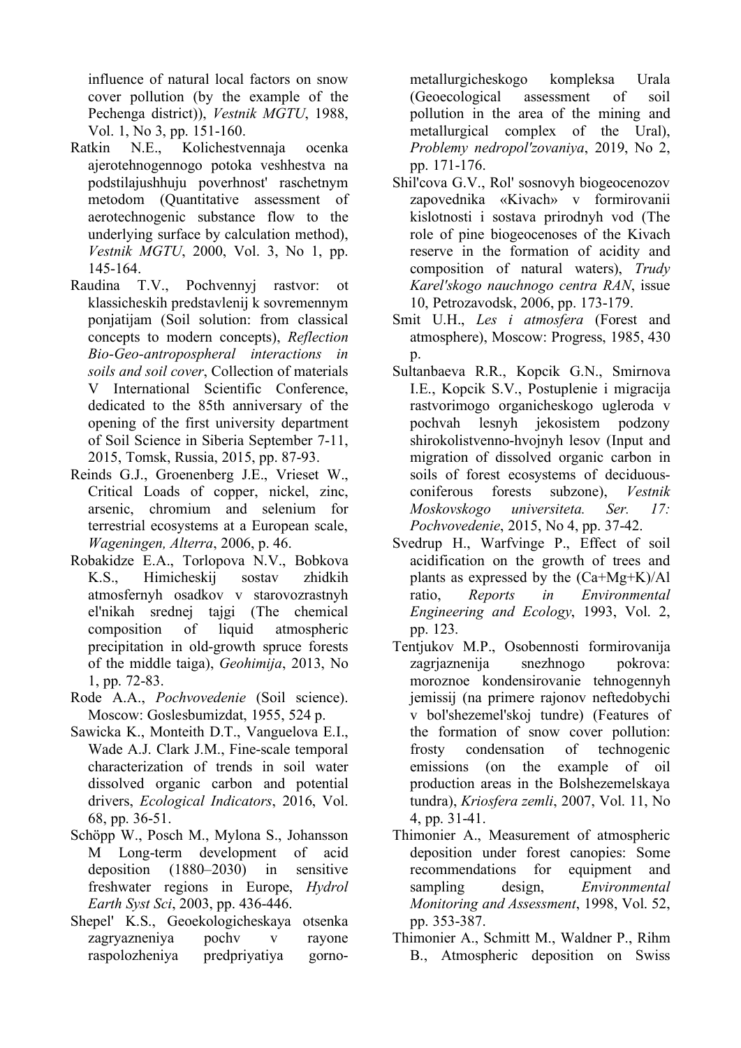influence of natural local factors on snow cover pollution (by the example of the Pechenga district)), *Vestnik MGTU*, 1988, Vol. 1, No 3, pp. 151-160.

Ratkin N.E., Kolichestvennaja ocenka ajerotehnogennogo potoka veshhestva na podstilajushhuju poverhnost' raschetnym metodom (Quantitative assessment of aerotechnogenic substance flow to the underlying surface by calculation method), *Vestnik MGTU*, 2000, Vol. 3, No 1, pp. 145-164.

Raudina T.V., Pochvennyj rastvor: ot klassicheskih predstavlenij k sovremennym ponjatijam (Soil solution: from classical concepts to modern concepts), *Reflection Bio-Geo-antropospheral interactions in soils and soil cover*, Collection of materials V International Scientific Conference, dedicated to the 85th anniversary of the opening of the first university department of Soil Science in Siberia September 7-11, 2015, Tomsk, Russia, 2015, pp. 87-93.

Reinds G.J., Groenenberg J.E., Vrieset W., Critical Loads of copper, nickel, zinc, arsenic, chromium and selenium for terrestrial ecosystems at a European scale, *Wageningen, Alterra*, 2006, p. 46.

Robakidze E.A., Torlopova N.V., Bobkova K.S., Himicheskij sostav zhidkih atmosfernyh osadkov v starovozrastnyh el'nikah srednej tajgi (The chemical composition of liquid atmospheric precipitation in old-growth spruce forests of the middle taiga), *Geohimija*, 2013, No 1, pp. 72-83.

Rode A.A., *Pochvovedenie* (Soil science). Moscow: Goslesbumizdat, 1955, 524 p.

Sawicka K., Monteith D.T., Vanguelova E.I., Wade A.J. Clark J.M., Fine-scale temporal characterization of trends in soil water dissolved organic carbon and potential drivers, *Ecological Indicators*, 2016, Vol. 68, pp. 36-51.

Schöpp W., Posch M., Mylona S., Johansson M Long-term development of acid deposition (1880–2030) in sensitive freshwater regions in Europe, *Hydrol Earth Syst Sci*, 2003, pp. 436-446.

Shepel' K.S., Geoekologicheskaya otsenka zagryazneniya pochv v rayone raspolozheniya predpriyatiya gorno-metallurgicheskogo kompleksa Urala (Geoecological assessment of soil pollution in the area of the mining and metallurgical complex of the Ural), *Problemy nedropol'zovaniya*, 2019, No 2, pp. 171-176.

Shil'cova G.V., Rol' sosnovyh biogeocenozov zapovednika «Kivach» v formirovanii kislotnosti i sostava prirodnyh vod (The role of pine biogeocenoses of the Kivach reserve in the formation of acidity and composition of natural waters), *Trudy Karel'skogo nauchnogo centra RAN*, issue 10, Petrozavodsk, 2006, pp. 173-179.

Smit U.H., *Les i atmosfera* (Forest and atmosphere), Moscow: Progress, 1985, 430 p.

Sultanbaeva R.R., Kopcik G.N., Smirnova I.E., Kopcik S.V., Postuplenie i migracija rastvorimogo organicheskogo ugleroda v pochvah lesnyh jekosistem podzony shirokolistvenno-hvojnyh lesov (Input and migration of dissolved organic carbon in soils of forest ecosystems of deciduous-coniferous forests subzone), *Vestnik Moskovskogo universiteta. Ser. 17: Pochvovedenie*, 2015, No 4, pp. 37-42.

Svedrup H., Warfvinge P., Effect of soil acidification on the growth of trees and plants as expressed by the (Ca+Mg+K)/Al ratio, *Reports in Environmental Engineering and Ecology*, 1993, Vol. 2, pp. 123.

Tentjukov M.P., Osobennosti formirovanija zagrjaznenija snezhnogo pokrova: moroznoe kondensirovanie tehnogennyh jemissij (na primere rajonov neftedobychi v bol'shezemel'skoj tundre) (Features of the formation of snow cover pollution: frosty condensation of technogenic emissions (on the example of oil production areas in the Bolshezemelskaya tundra), *Kriosfera zemli*, 2007, Vol. 11, No 4, pp. 31-41.

Thimonier A., Measurement of atmospheric deposition under forest canopies: Some recommendations for equipment and sampling design, *Environmental Monitoring and Assessment*, 1998, Vol. 52, pp. 353-387.

Thimonier A., Schmitt M., Waldner P., Rihm B., Atmospheric deposition on Swiss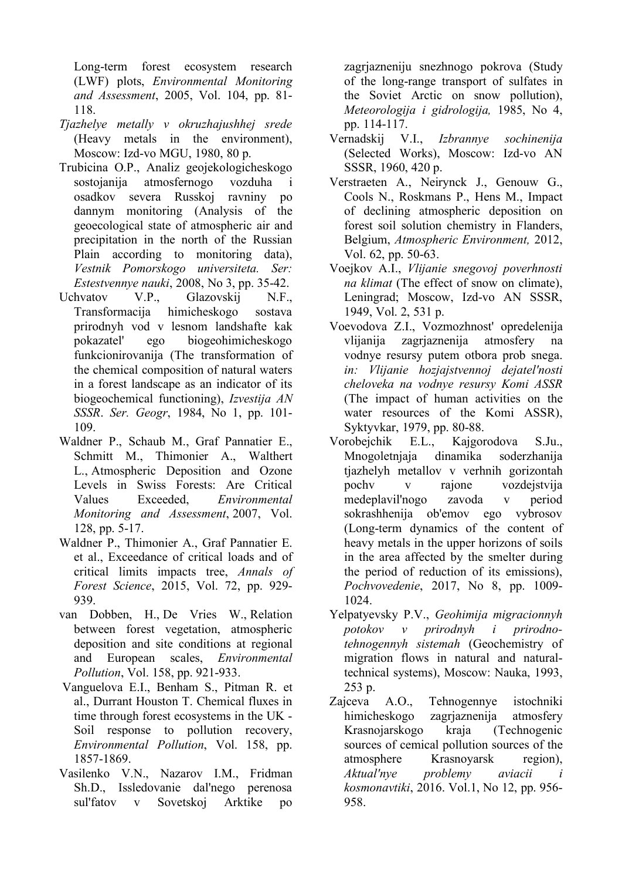Long-term forest ecosystem research (LWF) plots, *Environmental Monitoring and Assessment*, 2005, Vol. 104, pp. 81-118.

*Tjazhelye metally v okruzhajushhej srede* (Heavy metals in the environment), Moscow: Izd-vo MGU, 1980, 80 p.

Trubicina O.P., Analiz geojekologicheskogo sostojanija atmosfernogo vozduha i osadkov severa Russkoj ravniny po dannym monitoring (Analysis of the geoecological state of atmospheric air and precipitation in the north of the Russian Plain according to monitoring data), *Vestnik Pomorskogo universiteta. Ser: Estestvennye nauki*, 2008, No 3, pp. 35-42.

Uchvatov V.P., Glazovskij N.F., Transformacija himicheskogo sostava prirodnyh vod v lesnom landshafte kak pokazatel' ego biogeohimicheskogo funkcionirovanija (The transformation of the chemical composition of natural waters in a forest landscape as an indicator of its biogeochemical functioning), *Izvestija AN SSSR*. *Ser. Geogr*, 1984, No 1, pp. 101-109.

Waldner P., Schaub M., Graf Pannatier E., Schmitt M., Thimonier A., Walthert L., Atmospheric Deposition and Ozone Levels in Swiss Forests: Are Critical Values Exceeded, *Environmental Monitoring and Assessment*, 2007, Vol. 128, pp. 5-17.

Waldner P., Thimonier A., Graf Pannatier E. et al., Exceedance of critical loads and of critical limits impacts tree, *Annals of Forest Science*, 2015, Vol. 72, pp. 929-939.

van Dobben, H., De Vries W., Relation between forest vegetation, atmospheric deposition and site conditions at regional and European scales, *Environmental Pollution*, Vol. 158, pp. 921-933.

Vanguelova E.I., Benham S., Pitman R. et al., Durrant Houston T. Chemical fluxes in time through forest ecosystems in the UK - Soil response to pollution recovery, *Environmental Pollution*, Vol. 158, pp. 1857-1869.

Vasilenko V.N., Nazarov I.M., Fridman Sh.D., Issledovanie dal'nego perenosa sul'fatov v Sovetskoj Arktike po zagrjazneniju snezhnogo pokrova (Study of the long-range transport of sulfates in the Soviet Arctic on snow pollution), *Meteorologija i gidrologija,* 1985, No 4, pp. 114-117.

Vernadskij V.I., *Izbrannye sochinenija* (Selected Works), Moscow: Izd-vo AN SSSR, 1960, 420 p.

Verstraeten A., Neirynck J., Genouw G., Cools N., Roskmans P., Hens M., Impact of declining atmospheric deposition on forest soil solution chemistry in Flanders, Belgium, *Atmospheric Environment,* 2012, Vol. 62, pp. 50-63.

Voejkov A.I., *Vlijanie snegovoj poverhnosti na klimat* (The effect of snow on climate), Leningrad; Moscow, Izd-vo AN SSSR, 1949, Vol. 2, 531 p.

Voevodova Z.I., Vozmozhnost' opredelenija vlijanija zagrjaznenija atmosfery na vodnye resursy putem otbora prob snega. *in: Vlijanie hozjajstvennoj dejatel'nosti cheloveka na vodnye resursy Komi ASSR* (The impact of human activities on the water resources of the Komi ASSR), Syktyvkar, 1979, pp. 80-88.

Vorobejchik E.L., Kajgorodova S.Ju., Mnogoletnjaja dinamika soderzhanija tjazhelyh metallov v verhnih gorizontah pochv v rajone vozdejstvija medeplavil'nogo zavoda v period sokrashhenija ob'emov ego vybrosov (Long-term dynamics of the content of heavy metals in the upper horizons of soils in the area affected by the smelter during the period of reduction of its emissions), *Pochvovedenie*, 2017, No 8, pp. 1009-1024.

Yelpatyevsky P.V., *Geohimija migracionnyh potokov v prirodnyh i prirodno-tehnogennyh sistemah* (Geochemistry of migration flows in natural and natural-technical systems), Moscow: Nauka, 1993, 253 p.

Zajceva A.O., Tehnogennye istochniki himicheskogo zagrjaznenija atmosfery Krasnojarskogo kraja (Technogenic sources of cemical pollution sources of the atmosphere Krasnoyarsk region), *Aktual'nye problemy aviacii i kosmonavtiki*, 2016. Vol.1, No 12, pp. 956-958.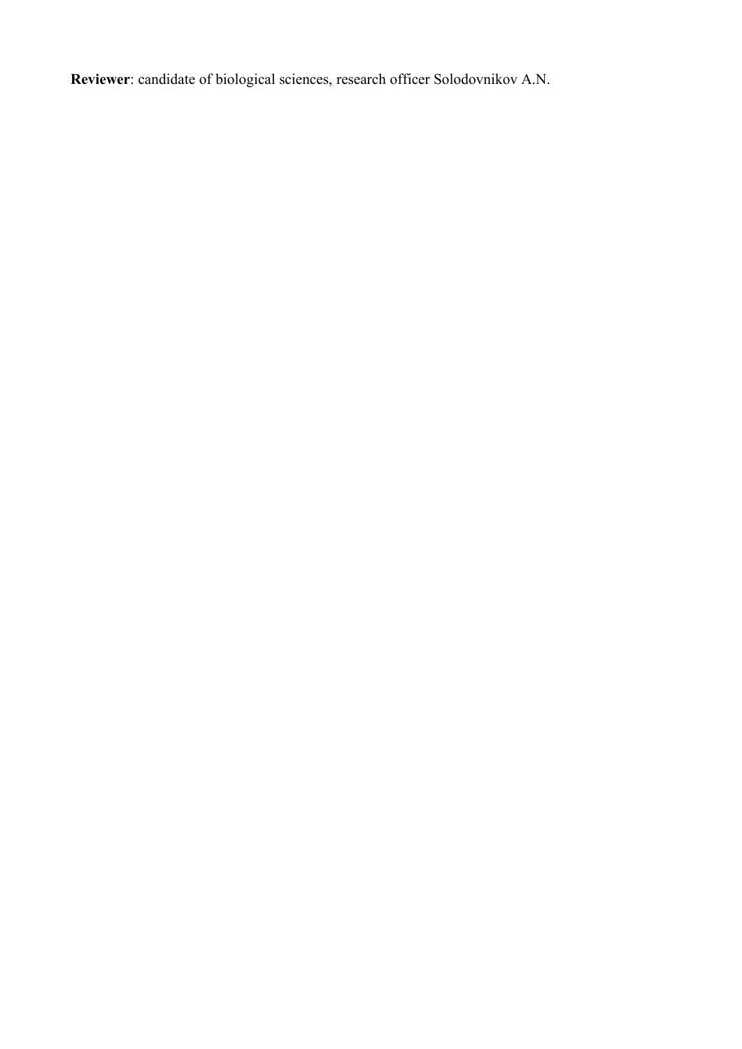**Reviewer**: candidate of biological sciences, research officer Solodovnikov A.N.